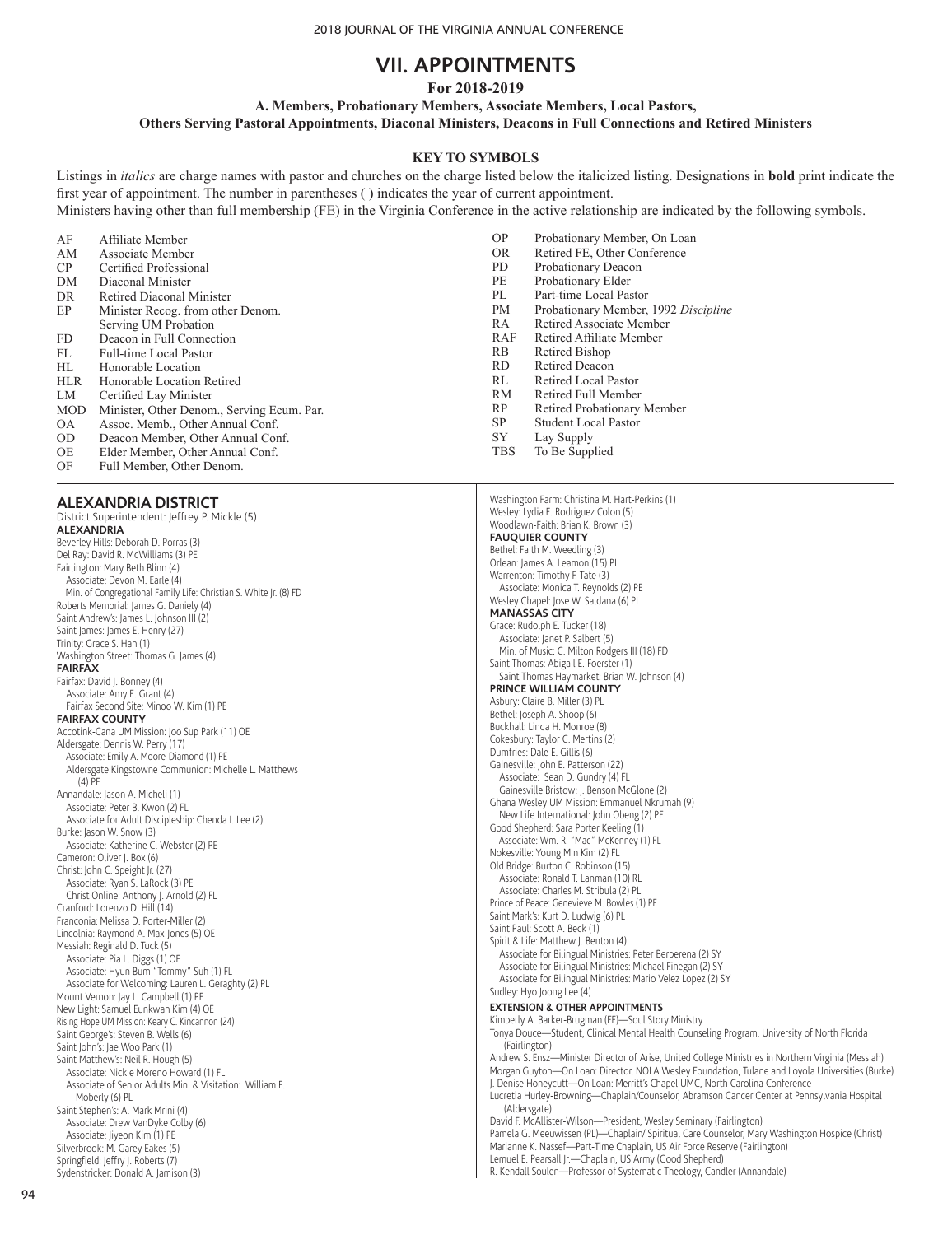# VII. APPOINTMENTS

**For 2018-2019**

**A. Members, Probationary Members, Associate Members, Local Pastors, Others Serving Pastoral Appointments, Diaconal Ministers, Deacons in Full Connections and Retired Ministers**

**KEY TO SYMBOLS**

Listings in *italics* are charge names with pastor and churches on the charge listed below the italicized listing. Designations in **bold** print indicate the first year of appointment. The number in parentheses ( ) indicates the year of current appointment.

Ministers having other than full membership (FE) in the Virginia Conference in the active relationship are indicated by the following symbols.

| | |
|---|---|
| AF | Affiliate Member |
| AM | Associate Member |
| CP | Certified Professional |
| DM | Diaconal Minister |
| DR | Retired Diaconal Minister |
| EP | Minister Recog. from other Denom. Serving UM Probation |
| FD | Deacon in Full Connection |
| FL | Full-time Local Pastor |
| HL | Honorable Location |
| HLR | Honorable Location Retired |
| LM | Certified Lay Minister |
| MOD | Minister, Other Denom., Serving Ecum. Par. |
| OA | Assoc. Memb., Other Annual Conf. |
| OD | Deacon Member, Other Annual Conf. |
| OE | Elder Member, Other Annual Conf. |
| OF | Full Member, Other Denom. |
| OP | Probationary Member, On Loan |
| OR | Retired FE, Other Conference |
| PD | Probationary Deacon |
| PE | Probationary Elder |
| PL | Part-time Local Pastor |
| PM | Probationary Member, 1992 *Discipline* |
| RA | Retired Associate Member |
| RAF | Retired Affiliate Member |
| RB | Retired Bishop |
| RD | Retired Deacon |
| RL | Retired Local Pastor |
| RM | Retired Full Member |
| RP | Retired Probationary Member |
| SP | Student Local Pastor |
| SY | Lay Supply |
| TBS | To Be Supplied |

## ALEXANDRIA DISTRICT

District Superintendent: Jeffrey P. Mickle (5)

### ALEXANDRIA

Beverley Hills: Deborah D. Porras (3)
Del Ray: David R. McWilliams (3) PE
Fairlington: Mary Beth Blinn (4)
  Associate: Devon M. Earle (4)
  Min. of Congregational Family Life: Christian S. White Jr. (8) FD
Roberts Memorial: James G. Daniely (4)
Saint Andrew's: James L. Johnson III (2)
Saint James: James E. Henry (27)
Trinity: Grace S. Han (1)
Washington Street: Thomas G. James (4)

### FAIRFAX

Fairfax: David J. Bonney (4)
  Associate: Amy E. Grant (4)
  Fairfax Second Site: Minoo W. Kim (1) PE

### FAIRFAX COUNTY

Accotink-Cana UM Mission: Joo Sup Park (11) OE
Aldersgate: Dennis W. Perry (17)
  Associate: Emily A. Moore-Diamond (1) PE
  Aldersgate Kingstowne Communion: Michelle L. Matthews (4) PE
Annandale: Jason A. Micheli (1)
  Associate: Peter B. Kwon (2) FL
  Associate for Adult Discipleship: Chenda I. Lee (2)
Burke: Jason W. Snow (3)
  Associate: Katherine C. Webster (2) PE
Cameron: Oliver J. Box (6)
Christ: John C. Speight Jr. (27)
  Associate: Ryan S. LaRock (3) PE
  Christ Online: Anthony J. Arnold (2) FL
Cranford: Lorenzo D. Hill (14)
Franconia: Melissa D. Porter-Miller (2)
Lincolnia: Raymond A. Max-Jones (5) OE
Messiah: Reginald D. Tuck (5)
  Associate: Pia L. Diggs (1) OF
  Associate: Hyun Bum "Tommy" Suh (1) FL
  Associate for Welcoming: Lauren L. Geraghty (2) PL
Mount Vernon: Jay L. Campbell (1) PE
New Light: Samuel Eunkwan Kim (4) OE
Rising Hope UM Mission: Keary C. Kincannon (24)
Saint George's: Steven B. Wells (6)
Saint John's: Jae Woo Park (1)
Saint Matthew's: Neil R. Hough (5)
  Associate: Nickie Moreno Howard (1) FL
  Associate of Senior Adults Min. & Visitation: William E. Moberly (6) PL
Saint Stephen's: A. Mark Mrini (4)
  Associate: Drew VanDyke Colby (6)
  Associate: Jiyeon Kim (1) PE
Silverbrook: M. Garey Eakes (5)
Springfield: Jeffry J. Roberts (7)
Sydenstricker: Donald A. Jamison (3)
Washington Farm: Christina M. Hart-Perkins (1)
Wesley: Lydia E. Rodriguez Colon (5)
Woodlawn-Faith: Brian K. Brown (3)

### FAUQUIER COUNTY

Bethel: Faith M. Weedling (3)
Orlean: James A. Leamon (15) PL
Warrenton: Timothy F. Tate (3)
  Associate: Monica T. Reynolds (2) PE
Wesley Chapel: Jose W. Saldana (6) PL

### MANASSAS CITY

Grace: Rudolph E. Tucker (18)
  Associate: Janet P. Salbert (5)
  Min. of Music: C. Milton Rodgers III (18) FD
Saint Thomas: Abigail E. Foerster (1)
  Saint Thomas Haymarket: Brian W. Johnson (4)

### PRINCE WILLIAM COUNTY

Asbury: Claire B. Miller (3) PL
Bethel: Joseph A. Shoop (6)
Buckhall: Linda H. Monroe (8)
Cokesbury: Taylor C. Mertins (2)
Dumfries: Dale E. Gillis (6)
Gainesville: John E. Patterson (22)
  Associate: Sean D. Gundry (4) FL
  Gainesville Bristow: J. Benson McGlone (2)
Ghana Wesley UM Mission: Emmanuel Nkrumah (9)
  New Life International: John Obeng (2) PE
Good Shepherd: Sara Porter Keeling (1)
  Associate: Wm. R. "Mac" McKenney (1) FL
Nokesville: Young Min Kim (2) FL
Old Bridge: Burton C. Robinson (15)
  Associate: Ronald T. Lanman (10) RL
  Associate: Charles M. Stribula (2) PL
Prince of Peace: Genevieve M. Bowles (1) PE
Saint Mark's: Kurt D. Ludwig (6) PL
Saint Paul: Scott A. Beck (1)
Spirit & Life: Matthew J. Benton (4)
  Associate for Bilingual Ministries: Peter Berberena (2) SY
  Associate for Bilingual Ministries: Michael Finegan (2) SY
  Associate for Bilingual Ministries: Mario Velez Lopez (2) SY
Sudley: Hyo Joong Lee (4)

### EXTENSION & OTHER APPOINTMENTS

Kimberly A. Barker-Brugman (FE)—Soul Story Ministry
Tonya Douce—Student, Clinical Mental Health Counseling Program, University of North Florida (Fairlington)
Andrew S. Ensz—Minister Director of Arise, United College Ministries in Northern Virginia (Messiah)
Morgan Guyton—On Loan: Director, NOLA Wesley Foundation, Tulane and Loyola Universities (Burke)
J. Denise Honeycutt—On Loan: Merritt's Chapel UMC, North Carolina Conference
Lucretia Hurley-Browning—Chaplain/Counselor, Abramson Cancer Center at Pennsylvania Hospital (Aldersgate)
David F. McAllister-Wilson—President, Wesley Seminary (Fairlington)
Pamela G. Meeuwissen (PL)—Chaplain/ Spiritual Care Counselor, Mary Washington Hospice (Christ)
Marianne K. Nassef—Part-Time Chaplain, US Air Force Reserve (Fairlington)
Lemuel E. Pearsall Jr.—Chaplain, US Army (Good Shepherd)
R. Kendall Soulen—Professor of Systematic Theology, Candler (Annandale)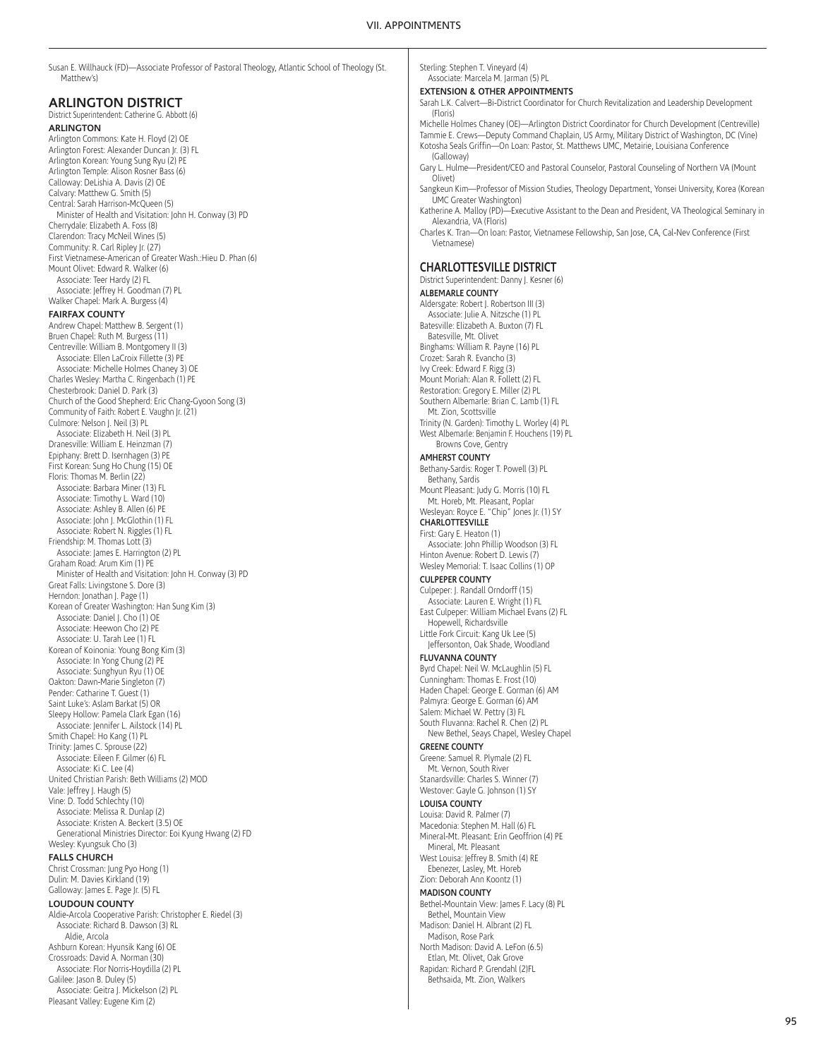Susan E. Willhauck (FD)—Associate Professor of Pastoral Theology, Atlantic School of Theology (St. Matthew's)

## ARLINGTON DISTRICT

District Superintendent: Catherine G. Abbott (6)

### ARLINGTON

Arlington Commons: Kate H. Floyd (2) OE
Arlington Forest: Alexander Duncan Jr. (3) FL
Arlington Korean: Young Sung Ryu (2) PE
Arlington Temple: Alison Rosner Bass (6)
Calloway: DeLishia A. Davis (2) OE
Calvary: Matthew G. Smith (5)
Central: Sarah Harrison-McQueen (5)
  Minister of Health and Visitation: John H. Conway (3) PD
Cherrydale: Elizabeth A. Foss (8)
Clarendon: Tracy McNeil Wines (5)
Community: R. Carl Ripley Jr. (27)
First Vietnamese-American of Greater Wash.:Hieu D. Phan (6)
Mount Olivet: Edward R. Walker (6)
  Associate: Teer Hardy (2) FL
  Associate: Jeffrey H. Goodman (7) PL
Walker Chapel: Mark A. Burgess (4)

### FAIRFAX COUNTY

Andrew Chapel: Matthew B. Sergent (1)
Bruen Chapel: Ruth M. Burgess (11)
Centreville: William B. Montgomery II (3)
  Associate: Ellen LaCroix Fillette (3) PE
  Associate: Michelle Holmes Chaney 3) OE
Charles Wesley: Martha C. Ringenbach (1) PE
Chesterbrook: Daniel D. Park (3)
Church of the Good Shepherd: Eric Chang-Gyoon Song (3)
Community of Faith: Robert E. Vaughn Jr. (21)
Culmore: Nelson J. Neil (3) PL
  Associate: Elizabeth H. Neil (3) PL
Dranesville: William E. Heinzman (7)
Epiphany: Brett D. Isernhagen (3) PE
First Korean: Sung Ho Chung (15) OE
Floris: Thomas M. Berlin (22)
  Associate: Barbara Miner (13) FL
  Associate: Timothy L. Ward (10)
  Associate: Ashley B. Allen (6) PE
  Associate: John J. McGlothin (1) FL
  Associate: Robert N. Riggles (1) FL
Friendship: M. Thomas Lott (3)
  Associate: James E. Harrington (2) PL
Graham Road: Arum Kim (1) PE
  Minister of Health and Visitation: John H. Conway (3) PD
Great Falls: Livingstone S. Dore (3)
Herndon: Jonathan J. Page (1)
Korean of Greater Washington: Han Sung Kim (3)
  Associate: Daniel J. Cho (1) OE
  Associate: Heewon Cho (2) PE
  Associate: U. Tarah Lee (1) FL
Korean of Koinonia: Young Bong Kim (3)
  Associate: In Yong Chung (2) PE
  Associate: Sunghyun Ryu (1) OE
Oakton: Dawn-Marie Singleton (7)
Pender: Catharine T. Guest (1)
Saint Luke's: Aslam Barkat (5) OR
Sleepy Hollow: Pamela Clark Egan (16)
  Associate: Jennifer L. Ailstock (14) PL
Smith Chapel: Ho Kang (1) PL
Trinity: James C. Sprouse (22)
  Associate: Eileen F. Gilmer (6) FL
  Associate: Ki C. Lee (4)
United Christian Parish: Beth Williams (2) MOD
Vale: Jeffrey J. Haugh (5)
Vine: D. Todd Schlechty (10)
  Associate: Melissa R. Dunlap (2)
  Associate: Kristen A. Beckert (3.5) OE
  Generational Ministries Director: Eoi Kyung Hwang (2) FD
Wesley: Kyungsuk Cho (3)

### FALLS CHURCH

Christ Crossman: Jung Pyo Hong (1)
Dulin: M. Davies Kirkland (19)
Galloway: James E. Page Jr. (5) FL

### LOUDOUN COUNTY

Aldie-Arcola Cooperative Parish: Christopher E. Riedel (3)
  Associate: Richard B. Dawson (3) RL
    Aldie, Arcola
Ashburn Korean: Hyunsik Kang (6) OE
Crossroads: David A. Norman (30)
  Associate: Flor Norris-Hoydilla (2) PL
Galilee: Jason B. Duley (5)
  Associate: Geitra J. Mickelson (2) PL
Pleasant Valley: Eugene Kim (2)
Sterling: Stephen T. Vineyard (4)
  Associate: Marcela M. Jarman (5) PL

### EXTENSION & OTHER APPOINTMENTS

Sarah L.K. Calvert—Bi-District Coordinator for Church Revitalization and Leadership Development (Floris)
Michelle Holmes Chaney (OE)—Arlington District Coordinator for Church Development (Centreville)
Tammie E. Crews—Deputy Command Chaplain, US Army, Military District of Washington, DC (Vine)
Kotosha Seals Griffin—On Loan: Pastor, St. Matthews UMC, Metairie, Louisiana Conference (Galloway)
Gary L. Hulme—President/CEO and Pastoral Counselor, Pastoral Counseling of Northern VA (Mount Olivet)
Sangkeun Kim—Professor of Mission Studies, Theology Department, Yonsei University, Korea (Korean UMC Greater Washington)
Katherine A. Malloy (PD)—Executive Assistant to the Dean and President, VA Theological Seminary in Alexandria, VA (Floris)
Charles K. Tran—On loan: Pastor, Vietnamese Fellowship, San Jose, CA, Cal-Nev Conference (First Vietnamese)

## CHARLOTTESVILLE DISTRICT

District Superintendent: Danny J. Kesner (6)

### ALBEMARLE COUNTY

Aldersgate: Robert J. Robertson III (3)
  Associate: Julie A. Nitzsche (1) PL
Batesville: Elizabeth A. Buxton (7) FL
  Batesville, Mt. Olivet
Binghams: William R. Payne (16) PL
Crozet: Sarah R. Evancho (3)
Ivy Creek: Edward F. Rigg (3)
Mount Moriah: Alan R. Follett (2) FL
Restoration: Gregory E. Miller (2) PL
Southern Albemarle: Brian C. Lamb (1) FL
  Mt. Zion, Scottsville
Trinity (N. Garden): Timothy L. Worley (4) PL
West Albemarle: Benjamin F. Houchens (19) PL
  Browns Cove, Gentry

### AMHERST COUNTY

Bethany-Sardis: Roger T. Powell (3) PL
  Bethany, Sardis
Mount Pleasant: Judy G. Morris (10) FL
  Mt. Horeb, Mt. Pleasant, Poplar
Wesleyan: Royce E. "Chip" Jones Jr. (1) SY

### CHARLOTTESVILLE

First: Gary E. Heaton (1)
  Associate: John Phillip Woodson (3) FL
Hinton Avenue: Robert D. Lewis (7)
Wesley Memorial: T. Isaac Collins (1) OP

### CULPEPER COUNTY

Culpeper: J. Randall Orndorff (15)
  Associate: Lauren E. Wright (1) FL
East Culpeper: William Michael Evans (2) FL
  Hopewell, Richardsville
Little Fork Circuit: Kang Uk Lee (5)
  Jeffersonton, Oak Shade, Woodland

### FLUVANNA COUNTY

Byrd Chapel: Neil W. McLaughlin (5) FL
Cunningham: Thomas E. Frost (10)
Haden Chapel: George E. Gorman (6) AM
Palmyra: George E. Gorman (6) AM
Salem: Michael W. Pettry (3) FL
South Fluvanna: Rachel R. Chen (2) PL
  New Bethel, Seays Chapel, Wesley Chapel

### GREENE COUNTY

Greene: Samuel R. Plymale (2) FL
  Mt. Vernon, South River
Stanardsville: Charles S. Winner (7)
Westover: Gayle G. Johnson (1) SY

### LOUISA COUNTY

Louisa: David R. Palmer (7)
Macedonia: Stephen M. Hall (6) FL
Mineral-Mt. Pleasant: Erin Geoffrion (4) PE
  Mineral, Mt. Pleasant
West Louisa: Jeffrey B. Smith (4) RE
  Ebenezer, Lasley, Mt. Horeb
Zion: Deborah Ann Koontz (1)

### MADISON COUNTY

Bethel-Mountain View: James F. Lacy (8) PL
  Bethel, Mountain View
Madison: Daniel H. Albrant (2) FL
  Madison, Rose Park
North Madison: David A. LeFon (6.5)
  Etlan, Mt. Olivet, Oak Grove
Rapidan: Richard P. Grendahl (2)FL
  Bethsaida, Mt. Zion, Walkers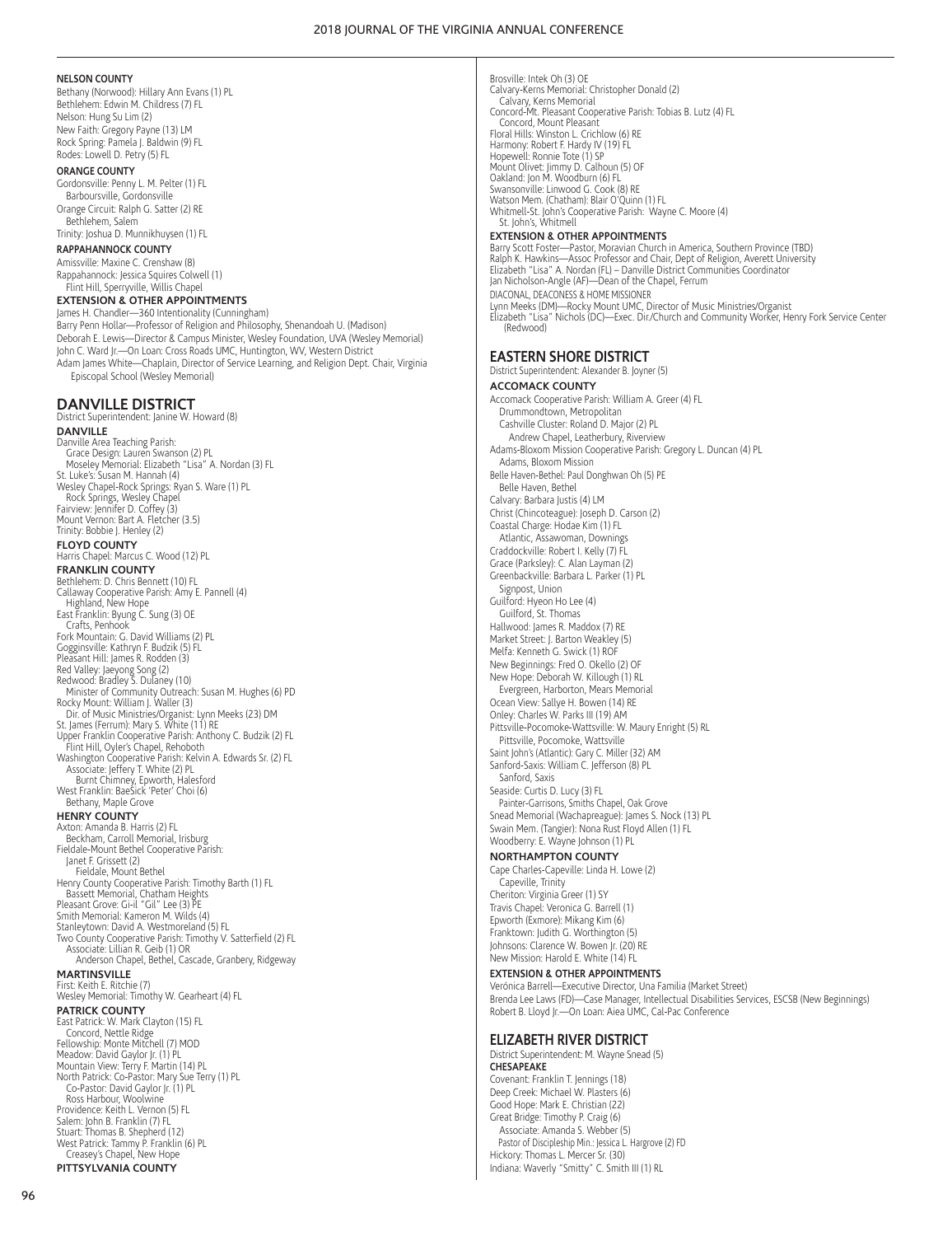#### NELSON COUNTY

Bethany (Norwood): Hillary Ann Evans (1) PL
Bethlehem: Edwin M. Childress (7) FL
Nelson: Hung Su Lim (2)
New Faith: Gregory Payne (13) LM
Rock Spring: Pamela J. Baldwin (9) FL
Rodes: Lowell D. Petry (5) FL

#### ORANGE COUNTY

Gordonsville: Penny L. M. Pelter (1) FL
  Barboursville, Gordonsville
Orange Circuit: Ralph G. Satter (2) RE
  Bethlehem, Salem
Trinity: Joshua D. Munnikhuysen (1) FL

#### RAPPAHANNOCK COUNTY

Amissville: Maxine C. Crenshaw (8)
Rappahannock: Jessica Squires Colwell (1)
  Flint Hill, Sperryville, Willis Chapel

#### EXTENSION & OTHER APPOINTMENTS

James H. Chandler—360 Intentionality (Cunningham)
Barry Penn Hollar—Professor of Religion and Philosophy, Shenandoah U. (Madison)
Deborah E. Lewis—Director & Campus Minister, Wesley Foundation, UVA (Wesley Memorial)
John C. Ward Jr.—On Loan: Cross Roads UMC, Huntington, WV, Western District
Adam James White—Chaplain, Director of Service Learning, and Religion Dept. Chair, Virginia Episcopal School (Wesley Memorial)

## DANVILLE DISTRICT

District Superintendent: Janine W. Howard (8)

#### DANVILLE

Danville Area Teaching Parish:
  Grace Design: Lauren Swanson (2) PL
  Moseley Memorial: Elizabeth "Lisa" A. Nordan (3) FL
St. Luke's: Susan M. Hannah (4)
Wesley Chapel-Rock Springs: Ryan S. Ware (1) PL
  Rock Springs, Wesley Chapel
Fairview: Jennifer D. Coffey (3)
Mount Vernon: Bart A. Fletcher (3.5)
Trinity: Bobbie J. Henley (2)

#### FLOYD COUNTY

Harris Chapel: Marcus C. Wood (12) PL

#### FRANKLIN COUNTY

Bethlehem: D. Chris Bennett (10) FL
Callaway Cooperative Parish: Amy E. Pannell (4)
  Highland, New Hope
East Franklin: Byung C. Sung (3) OE
  Crafts, Penhook
Fork Mountain: G. David Williams (2) PL
Gogginsville: Kathryn F. Budzik (5) FL
Pleasant Hill: James R. Rodden (3)
Red Valley: Jaeyong Song (2)
Redwood: Bradley S. Dulaney (10)
  Minister of Community Outreach: Susan M. Hughes (6) PD
Rocky Mount: William J. Waller (3)
  Dir. of Music Ministries/Organist: Lynn Meeks (23) DM
St. James (Ferrum): Mary S. White (11) RE
Upper Franklin Cooperative Parish: Anthony C. Budzik (2) FL
  Flint Hill, Oyler's Chapel, Rehoboth
Washington Cooperative Parish: Kelvin A. Edwards Sr. (2) FL
  Associate: Jeffery T. White (2) PL
    Burnt Chimney, Epworth, Halesford
West Franklin: BaeSick 'Peter' Choi (6)
  Bethany, Maple Grove

#### HENRY COUNTY

Axton: Amanda B. Harris (2) FL
  Beckham, Carroll Memorial, Irisburg
Fieldale-Mount Bethel Cooperative Parish:
  Janet F. Grissett (2)
    Fieldale, Mount Bethel
Henry County Cooperative Parish: Timothy Barth (1) FL
  Bassett Memorial, Chatham Heights
Pleasant Grove: Gi-il "Gil" Lee (3) PE
Smith Memorial: Kameron M. Wilds (4)
Stanleytown: David A. Westmoreland (5) FL
Two County Cooperative Parish: Timothy V. Satterfield (2) FL
  Associate: Lillian R. Geib (1) OR
    Anderson Chapel, Bethel, Cascade, Granbery, Ridgeway

#### MARTINSVILLE

First: Keith E. Ritchie (7)
Wesley Memorial: Timothy W. Gearheart (4) FL

#### PATRICK COUNTY

East Patrick: W. Mark Clayton (15) FL
  Concord, Nettle Ridge
Fellowship: Monte Mitchell (7) MOD
Meadow: David Gaylor Jr. (1) PL
Mountain View: Terry F. Martin (14) PL
North Patrick: Co-Pastor: Mary Sue Terry (1) PL
  Co-Pastor: David Gaylor Jr. (1) PL
  Ross Harbour, Woolwine
Providence: Keith L. Vernon (5) FL
Salem: John B. Franklin (7) FL
Stuart: Thomas B. Shepherd (12)
West Patrick: Tammy P. Franklin (6) PL
  Creasey's Chapel, New Hope

#### PITTSYLVANIA COUNTY

Brosville: Intek Oh (3) OE
Calvary-Kerns Memorial: Christopher Donald (2)
  Calvary, Kerns Memorial
Concord-Mt. Pleasant Cooperative Parish: Tobias B. Lutz (4) FL
  Concord, Mount Pleasant
Floral Hills: Winston L. Crichlow (6) RE
Harmony: Robert F. Hardy IV (19) FL
Hopewell: Ronnie Tote (1) SP
Mount Olivet: Jimmy D. Calhoun (5) OF
Oakland: Jon M. Woodburn (6) FL
Swansonville: Linwood G. Cook (8) RE
Watson Mem. (Chatham): Blair O'Quinn (1) FL
Whitmell-St. John's Cooperative Parish: Wayne C. Moore (4)
  St. John's, Whitmell

#### EXTENSION & OTHER APPOINTMENTS

Barry Scott Foster—Pastor, Moravian Church in America, Southern Province (TBD)
Ralph K. Hawkins—Assoc Professor and Chair, Dept of Religion, Averett University
Elizabeth "Lisa" A. Nordan (FL) – Danville District Communities Coordinator
Jan Nicholson-Angle (AF)—Dean of the Chapel, Ferrum

DIACONAL, DEACONESS & HOME MISSIONER
Lynn Meeks (DM)—Rocky Mount UMC, Director of Music Ministries/Organist
Elizabeth "Lisa" Nichols (DC)—Exec. Dir./Church and Community Worker, Henry Fork Service Center (Redwood)

## EASTERN SHORE DISTRICT

District Superintendent: Alexander B. Joyner (5)

#### ACCOMACK COUNTY

Accomack Cooperative Parish: William A. Greer (4) FL
  Drummondtown, Metropolitan
  Cashville Cluster: Roland D. Major (2) PL
    Andrew Chapel, Leatherbury, Riverview
Adams-Bloxom Mission Cooperative Parish: Gregory L. Duncan (4) PL
  Adams, Bloxom Mission
Belle Haven-Bethel: Paul Donghwan Oh (5) PE
  Belle Haven, Bethel
Calvary: Barbara Justis (4) LM
Christ (Chincoteague): Joseph D. Carson (2)
Coastal Charge: Hodae Kim (1) FL
  Atlantic, Assawoman, Downings
Craddockville: Robert I. Kelly (7) FL
Grace (Parksley): C. Alan Layman (2)
Greenbackville: Barbara L. Parker (1) PL
  Signpost, Union
Guilford: Hyeon Ho Lee (4)
  Guilford, St. Thomas
Hallwood: James R. Maddox (7) RE
Market Street: J. Barton Weakley (5)
Melfa: Kenneth G. Swick (1) ROF
New Beginnings: Fred O. Okello (2) OF
New Hope: Deborah W. Killough (1) RL
  Evergreen, Harborton, Mears Memorial
Ocean View: Sallye H. Bowen (14) RE
Onley: Charles W. Parks III (19) AM
Pittsville-Pocomoke-Wattsville: W. Maury Enright (5) RL
  Pittsville, Pocomoke, Wattsville
Saint John's (Atlantic): Gary C. Miller (32) AM
Sanford-Saxis: William C. Jefferson (8) PL
  Sanford, Saxis
Seaside: Curtis D. Lucy (3) FL
  Painter-Garrisons, Smiths Chapel, Oak Grove
Snead Memorial (Wachapreague): James S. Nock (13) PL
Swain Mem. (Tangier): Nona Rust Floyd Allen (1) FL
Woodberry: E. Wayne Johnson (1) PL

#### NORTHAMPTON COUNTY

Cape Charles-Capeville: Linda H. Lowe (2)
  Capeville, Trinity
Cheriton: Virginia Greer (1) SY
Travis Chapel: Veronica G. Barrell (1)
Epworth (Exmore): Mikang Kim (6)
Franktown: Judith G. Worthington (5)
Johnsons: Clarence W. Bowen Jr. (20) RE
New Mission: Harold E. White (14) FL

#### EXTENSION & OTHER APPOINTMENTS

Verónica Barrell—Executive Director, Una Familia (Market Street)
Brenda Lee Laws (FD)—Case Manager, Intellectual Disabilities Services, ESCSB (New Beginnings)
Robert B. Lloyd Jr.—On Loan: Aiea UMC, Cal-Pac Conference

## ELIZABETH RIVER DISTRICT

District Superintendent: M. Wayne Snead (5)

#### CHESAPEAKE

Covenant: Franklin T. Jennings (18)
Deep Creek: Michael W. Plasters (6)
Good Hope: Mark E. Christian (22)
Great Bridge: Timothy P. Craig (6)
  Associate: Amanda S. Webber (5)
  Pastor of Discipleship Min.: Jessica L. Hargrove (2) FD
Hickory: Thomas L. Mercer Sr. (30)
Indiana: Waverly "Smitty" C. Smith III (1) RL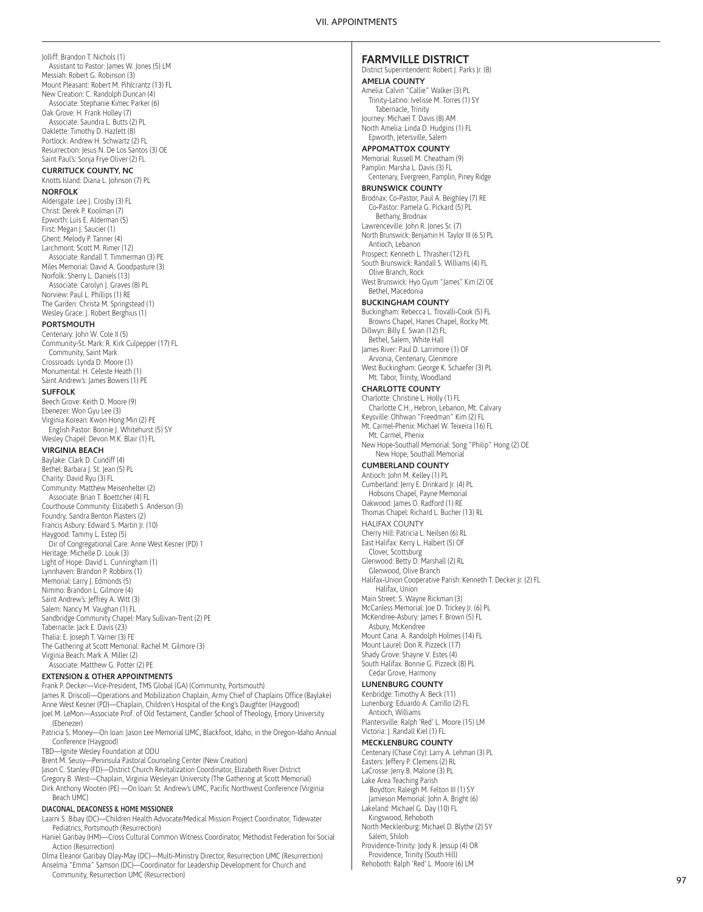Jolliff: Brandon T. Nichols (1)
Assistant to Pastor: James W. Jones (5) LM
Messiah: Robert G. Robinson (3)
Mount Pleasant: Robert M. Pihlcrantz (13) FL
New Creation: C. Randolph Duncan (4)
Associate: Stephanie Kimec Parker (6)
Oak Grove: H. Frank Holley (7)
Associate: Saundra L. Butts (2) PL
Oaklette: Timothy D. Hazlett (8)
Portlock: Andrew H. Schwartz (2) FL
Resurrection: Jesus N. De Los Santos (3) OE
Saint Paul's: Sonja Frye Oliver (2) FL

**CURRITUCK COUNTY, NC**

Knotts Island: Diana L. Johnson (7) PL

**NORFOLK**

Aldersgate: Lee J. Crosby (3) FL
Christ: Derek P. Koolman (7)
Epworth: Luis E. Alderman (5)
First: Megan J. Saucier (1)
Ghent: Melody P. Tanner (4)
Larchmont: Scott M. Rimer (12)
Associate: Randall T. Timmerman (3) PE
Miles Memorial: David A. Goodpasture (3)
Norfolk: Sherry L. Daniels (13)
Associate: Carolyn J. Graves (8) PL
Norview: Paul L. Phillips (1) RE
The Garden: Christa M. Springstead (1)
Wesley Grace: J. Robert Berghius (1)

**PORTSMOUTH**

Centenary: John W. Cole II (5)
Community-St. Mark: R. Kirk Culpepper (17) FL
Community, Saint Mark
Crossroads: Lynda D. Moore (1)
Monumental: H. Celeste Heath (1)
Saint Andrew's: James Bowers (1) PE

**SUFFOLK**

Beech Grove: Keith D. Moore (9)
Ebenezer: Won Gyu Lee (3)
Virginia Korean: Kwon Hong Min (2) PE
English Pastor: Bonnie J. Whitehurst (5) SY
Wesley Chapel: Devon M.K. Blair (1) FL

**VIRGINIA BEACH**

Baylake: Clark D. Cundiff (4)
Bethel: Barbara J. St. Jean (5) PL
Charity: David Ryu (3) FL
Community: Matthew Meisenhelter (2)
Associate: Brian T. Boettcher (4) FL
Courthouse Community: Elizabeth S. Anderson (3)
Foundry: Sandra Benton Plasters (2)
Francis Asbury: Edward S. Martin Jr. (10)
Haygood: Tammy L. Estep (5)
Dir of Congregational Care: Anne West Kesner (PD) 1
Heritage: Michelle D. Louk (3)
Light of Hope: David L. Cunningham (1)
Lynnhaven: Brandon P. Robbins (1)
Memorial: Larry J. Edmonds (5)
Nimmo: Brandon L. Gilmore (4)
Saint Andrew's: Jeffrey A. Witt (3)
Salem: Nancy M. Vaughan (1) FL
Sandbridge Community Chapel: Mary Sullivan-Trent (2) PE
Tabernacle: Jack E. Davis (23)
Thalia: E. Joseph T. Varner (3) FE
The Gathering at Scott Memorial: Rachel M. Gilmore (3)
Virginia Beach: Mark A. Miller (2)
Associate: Matthew G. Potter (2) PE

**EXTENSION & OTHER APPOINTMENTS**

Frank P. Decker—Vice-President, TMS Global (GA) (Community, Portsmouth)
James R. Driscoll—Operations and Mobilization Chaplain, Army Chief of Chaplains Office (Baylake)
Anne West Kesner (PD)—Chaplain, Children's Hospital of the King's Daughter (Haygood)
Joel M. LeMon—Associate Prof. of Old Testament, Candler School of Theology, Emory University (Ebenezer)
Patricia S. Money—On loan: Jason Lee Memorial UMC, Blackfoot, Idaho, in the Oregon-Idaho Annual Conference (Haygood)
TBD—Ignite Wesley Foundation at ODU
Brent M. Seusy—Peninsula Pastoral Counseling Center (New Creation)
Jason C. Stanley (FD)—District Church Revitalization Coordinator, Elizabeth River District
Gregory B. West—Chaplain, Virginia Wesleyan University (The Gathering at Scott Memorial)
Dirk Anthony Wooten (PE) —On loan: St. Andrew's UMC, Pacific Northwest Conference (Virginia Beach UMC)

**DIACONAL, DEACONESS & HOME MISSIONER**

Laarni S. Bibay (DC)—Children Health Advocate/Medical Mission Project Coordinator, Tidewater Pediatrics, Portsmouth (Resurrection)
Haniel Garibay (HM)—Cross Cultural Common Witness Coordinator, Methodist Federation for Social Action (Resurrection)
Olma Eleanor Garibay Olay-May (DC)—Multi-Ministry Director, Resurrection UMC (Resurrection)
Anselma "Emma" Samson (DC)—Coordinator for Leadership Development for Church and Community, Resurrection UMC (Resurrection)

## FARMVILLE DISTRICT

District Superintendent: Robert J. Parks Jr. (8)

**AMELIA COUNTY**

Amelia: Calvin "Callie" Walker (3) PL
Trinity-Latino: Ivelisse M. Torres (1) SY
Tabernacle, Trinity
Journey: Michael T. Davis (8) AM
North Amelia: Linda D. Hudgins (1) FL
Epworth, Jetersville, Salem

**APPOMATTOX COUNTY**

Memorial: Russell M. Cheatham (9)
Pamplin: Marsha L. Davis (3) FL
Centenary, Evergreen, Pamplin, Piney Ridge

**BRUNSWICK COUNTY**

Brodnax: Co-Pastor, Paul A. Beighley (7) RE
Co-Pastor: Pamela G. Pickard (5) PL
Bethany, Brodnax
Lawrenceville: John R. Jones Sr. (7)
North Brunswick: Benjamin H. Taylor III (6.5) PL
Antioch, Lebanon
Prospect: Kenneth L. Thrasher (12) FL
South Brunswick: Randall S. Williams (4) FL
Olive Branch, Rock
West Brunswick: Hyo Gyum "James" Kim (2) OE
Bethel, Macedonia

**BUCKINGHAM COUNTY**

Buckingham: Rebecca L. Trovalli-Cook (5) FL
Browns Chapel, Hanes Chapel, Rocky Mt.
Dillwyn: Billy E. Swan (12) FL
Bethel, Salem, White Hall
James River: Paul D. Larrimore (1) OF
Arvonia, Centenary, Glenmore
West Buckingham: George K. Schaefer (3) PL
Mt. Tabor, Trinity, Woodland

**CHARLOTTE COUNTY**

Charlotte: Christine L. Holly (1) FL
Charlotte C.H., Hebron, Lebanon, Mt. Calvary
Keysville: Ohhwan "Freedman" Kim (2) FL
Mt. Carmel-Phenix: Michael W. Teixeira (16) FL
Mt. Carmel, Phenix
New Hope-Southall Memorial: Song "Philip" Hong (2) OE
New Hope, Southall Memorial

**CUMBERLAND COUNTY**

Antioch: John M. Kelley (1) PL
Cumberland: Jerry E. Drinkard Jr. (4) PL
Hobsons Chapel, Payne Memorial
Oakwood: James O. Radford (1) RE
Thomas Chapel: Richard L. Bucher (13) RL

HALIFAX COUNTY

Cherry Hill: Patricia L. Neilsen (6) RL
East Halifax: Kerry L. Halbert (5) OF
Clover, Scottsburg
Glenwood: Betty D. Marshall (2) RL
Glenwood, Olive Branch
Halifax-Union Cooperative Parish: Kenneth T. Decker Jr. (2) FL
Halifax, Union
Main Street: S. Wayne Rickman (3)
McCanless Memorial: Joe D. Trickey Jr. (6) PL
McKendree-Asbury: James F. Brown (5) FL
Asbury, McKendree
Mount Cana: A. Randolph Holmes (14) FL
Mount Laurel: Don R. Pizzeck (17)
Shady Grove: Shayne V. Estes (4)
South Halifax: Bonnie G. Pizzeck (8) PL
Cedar Grove, Harmony

**LUNENBURG COUNTY**

Kenbridge: Timothy A. Beck (11)
Lunenburg: Eduardo A. Carrillo (2) FL
Antioch, Williams
Plantersville: Ralph 'Red' L. Moore (15) LM
Victoria: J. Randall Kiel (1) FL

**MECKLENBURG COUNTY**

Centenary (Chase City): Larry A. Lehman (3) PL
Easters: Jeffery P. Clemens (2) RL
LaCrosse: Jerry B. Malone (3) PL
Lake Area Teaching Parish
Boydton: Raleigh M. Felton III (1) SY
Jamieson Memorial: John A. Bright (6)
Lakeland: Michael G. Day (10) FL
Kingswood, Rehoboth
North Mecklenburg: Michael D. Blythe (2) SY
Salem, Shiloh
Providence-Trinity: Jody R. Jessup (4) OR
Providence, Trinity (South Hill)
Rehoboth: Ralph 'Red' L. Moore (6) LM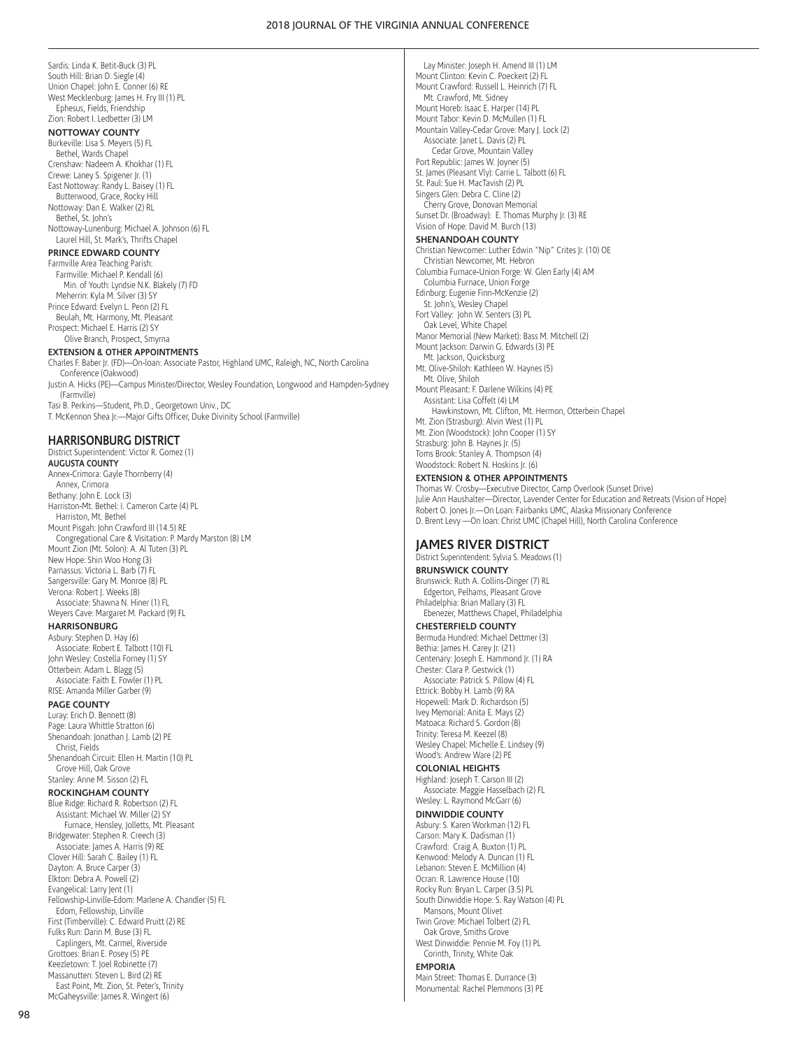Sardis: Linda K. Betit-Buck (3) PL
South Hill: Brian D. Siegle (4)
Union Chapel: John E. Conner (6) RE
West Mecklenburg: James H. Fry III (1) PL
Ephesus, Fields, Friendship
Zion: Robert I. Ledbetter (3) LM

**NOTTOWAY COUNTY**

Burkeville: Lisa S. Meyers (5) FL
Bethel, Wards Chapel
Crenshaw: Nadeem A. Khokhar (1) FL
Crewe: Laney S. Spigener Jr. (1)
East Nottoway: Randy L. Baisey (1) FL
Butterwood, Grace, Rocky Hill
Nottoway: Dan E. Walker (2) RL
Bethel, St. John's
Nottoway-Lunenburg: Michael A. Johnson (6) FL
Laurel Hill, St. Mark's, Thrifts Chapel

**PRINCE EDWARD COUNTY**

Farmville Area Teaching Parish:
Farmville: Michael P. Kendall (6)
Min. of Youth: Lyndsie N.K. Blakely (7) FD
Meherrin: Kyla M. Silver (3) SY
Prince Edward: Evelyn L. Penn (2) FL
Beulah, Mt. Harmony, Mt. Pleasant
Prospect: Michael E. Harris (2) SY
Olive Branch, Prospect, Smyrna

**EXTENSION & OTHER APPOINTMENTS**

Charles F. Baber Jr. (FD)—On-loan: Associate Pastor, Highland UMC, Raleigh, NC, North Carolina Conference (Oakwood)
Justin A. Hicks (PE)—Campus Minister/Director, Wesley Foundation, Longwood and Hampden-Sydney (Farmville)
Tasi B. Perkins—Student, Ph.D., Georgetown Univ., DC
T. McKennon Shea Jr.—Major Gifts Officer, Duke Divinity School (Farmville)

## HARRISONBURG DISTRICT

District Superintendent: Victor R. Gomez (1)

**AUGUSTA COUNTY**

Annex-Crimora: Gayle Thornberry (4)
Annex, Crimora
Bethany: John E. Lock (3)
Harriston-Mt. Bethel: I. Cameron Carte (4) PL
Harriston, Mt. Bethel
Mount Pisgah: John Crawford III (14.5) RE
Congregational Care & Visitation: P. Mardy Marston (8) LM
Mount Zion (Mt. Solon): A. Al Tuten (3) PL
New Hope: Shin Woo Hong (3)
Parnassus: Victoria L. Barb (7) FL
Sangersville: Gary M. Monroe (8) PL
Verona: Robert J. Weeks (8)
Associate: Shawna N. Hiner (1) FL
Weyers Cave: Margaret M. Packard (9) FL

**HARRISONBURG**

Asbury: Stephen D. Hay (6)
Associate: Robert E. Talbott (10) FL
John Wesley: Costella Forney (1) SY
Otterbein: Adam L. Blagg (5)
Associate: Faith E. Fowler (1) PL
RISE: Amanda Miller Garber (9)

**PAGE COUNTY**

Luray: Erich D. Bennett (8)
Page: Laura Whittle Stratton (6)
Shenandoah: Jonathan J. Lamb (2) PE
Christ, Fields
Shenandoah Circuit: Ellen H. Martin (10) PL
Grove Hill, Oak Grove
Stanley: Anne M. Sisson (2) FL

**ROCKINGHAM COUNTY**

Blue Ridge: Richard R. Robertson (2) FL
Assistant: Michael W. Miller (2) SY
Furnace, Hensley, Jolletts, Mt. Pleasant
Bridgewater: Stephen R. Creech (3)
Associate: James A. Harris (9) RE
Clover Hill: Sarah C. Bailey (1) FL
Dayton: A. Bruce Carper (3)
Elkton: Debra A. Powell (2)
Evangelical: Larry Jent (1)
Fellowship-Linville-Edom: Marlene A. Chandler (5) FL
Edom, Fellowship, Linville
First (Timberville): C. Edward Pruitt (2) RE
Fulks Run: Darin M. Buse (3) FL
Caplingers, Mt. Carmel, Riverside
Grottoes: Brian E. Posey (5) PE
Keezletown: T. Joel Robinette (7)
Massanutten: Steven L. Bird (2) RE
East Point, Mt. Zion, St. Peter's, Trinity
McGaheysville: James R. Wingert (6)
Lay Minister: Joseph H. Amend III (1) LM
Mount Clinton: Kevin C. Poeckert (2) FL
Mount Crawford: Russell L. Heinrich (7) FL
Mt. Crawford, Mt. Sidney
Mount Horeb: Isaac E. Harper (14) PL
Mount Tabor: Kevin D. McMullen (1) FL
Mountain Valley-Cedar Grove: Mary J. Lock (2)
Associate: Janet L. Davis (2) PL
Cedar Grove, Mountain Valley
Port Republic: James W. Joyner (5)
St. James (Pleasant Vly): Carrie L. Talbott (6) FL
St. Paul: Sue H. MacTavish (2) PL
Singers Glen: Debra C. Cline (2)
Cherry Grove, Donovan Memorial
Sunset Dr. (Broadway): E. Thomas Murphy Jr. (3) RE
Vision of Hope: David M. Burch (13)

**SHENANDOAH COUNTY**

Christian Newcomer: Luther Edwin "Nip" Crites Jr. (10) OE
Christian Newcomer, Mt. Hebron
Columbia Furnace-Union Forge: W. Glen Early (4) AM
Columbia Furnace, Union Forge
Edinburg: Eugenie Finn-McKenzie (2)
St. John's, Wesley Chapel
Fort Valley: John W. Senters (3) PL
Oak Level, White Chapel
Manor Memorial (New Market): Bass M. Mitchell (2)
Mount Jackson: Darwin G. Edwards (3) PE
Mt. Jackson, Quicksburg
Mt. Olive-Shiloh: Kathleen W. Haynes (5)
Mt. Olive, Shiloh
Mount Pleasant: F. Darlene Wilkins (4) PE
Assistant: Lisa Coffelt (4) LM
Hawkinstown, Mt. Clifton, Mt. Hermon, Otterbein Chapel
Mt. Zion (Strasburg): Alvin West (1) PL
Mt. Zion (Woodstock): John Cooper (1) SY
Strasburg: John B. Haynes Jr. (5)
Toms Brook: Stanley A. Thompson (4)
Woodstock: Robert N. Hoskins Jr. (6)

**EXTENSION & OTHER APPOINTMENTS**

Thomas W. Crosby—Executive Director, Camp Overlook (Sunset Drive)
Julie Ann Haushalter—Director, Lavender Center for Education and Retreats (Vision of Hope)
Robert O. Jones Jr.—On Loan: Fairbanks UMC, Alaska Missionary Conference
D. Brent Levy —On loan: Christ UMC (Chapel Hill), North Carolina Conference

## JAMES RIVER DISTRICT

District Superintendent: Sylvia S. Meadows (1)

**BRUNSWICK COUNTY**

Brunswick: Ruth A. Collins-Dinger (7) RL
Edgerton, Pelhams, Pleasant Grove
Philadelphia: Brian Mallary (3) FL
Ebenezer, Matthews Chapel, Philadelphia

**CHESTERFIELD COUNTY**

Bermuda Hundred: Michael Dettmer (3)
Bethia: James H. Carey Jr. (21)
Centenary: Joseph E. Hammond Jr. (1) RA
Chester: Clara P. Gestwick (1)
Associate: Patrick S. Pillow (4) FL
Ettrick: Bobby H. Lamb (9) RA
Hopewell: Mark D. Richardson (5)
Ivey Memorial: Anita E. Mays (2)
Matoaca: Richard S. Gordon (8)
Trinity: Teresa M. Keezel (8)
Wesley Chapel: Michelle E. Lindsey (9)
Wood's: Andrew Ware (2) PE

**COLONIAL HEIGHTS**

Highland: Joseph T. Carson III (2)
Associate: Maggie Hasselbach (2) FL
Wesley: L. Raymond McGarr (6)

**DINWIDDIE COUNTY**

Asbury: S. Karen Workman (12) FL
Carson: Mary K. Dadisman (1)
Crawford: Craig A. Buxton (1) PL
Kenwood: Melody A. Duncan (1) FL
Lebanon: Steven E. McMillion (4)
Ocran: R. Lawrence House (10)
Rocky Run: Bryan L. Carper (3.5) PL
South Dinwiddie Hope: S. Ray Watson (4) PL
Mansons, Mount Olivet
Twin Grove: Michael Tolbert (2) FL
Oak Grove, Smiths Grove
West Dinwiddie: Pennie M. Foy (1) PL
Corinth, Trinity, White Oak

**EMPORIA**

Main Street: Thomas E. Durrance (3)
Monumental: Rachel Plemmons (3) PE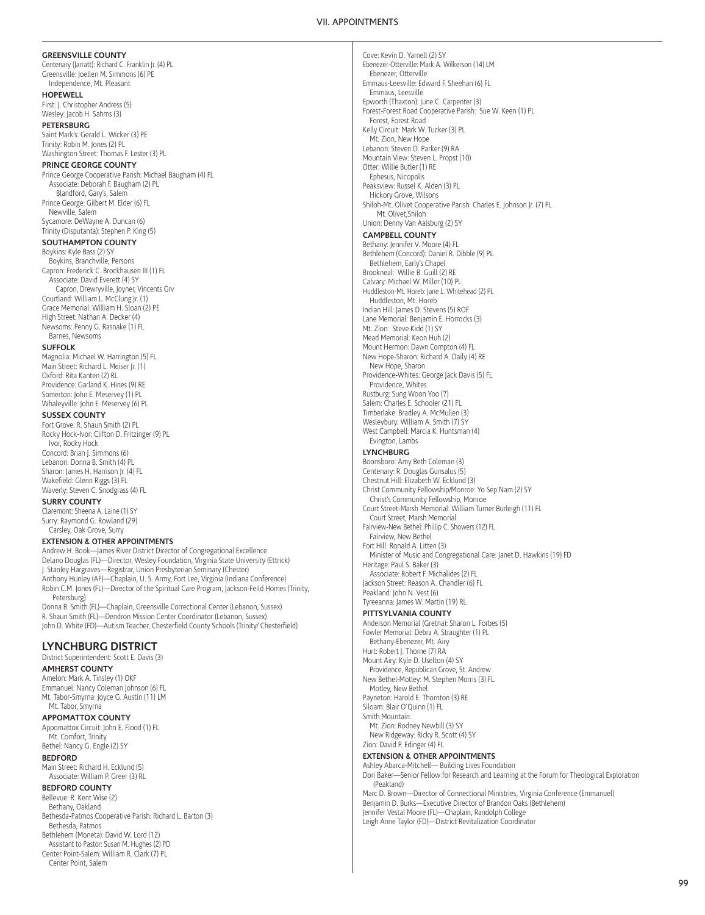#### GREENSVILLE COUNTY
Centenary (Jarratt): Richard C. Franklin Jr. (4) PL
Greensville: Joellen M. Simmons (6) PE
  Independence, Mt. Pleasant

#### HOPEWELL
First: J. Christopher Andress (5)
Wesley: Jacob H. Sahms (3)

#### PETERSBURG
Saint Mark's: Gerald L. Wicker (3) PE
Trinity: Robin M. Jones (2) PL
Washington Street: Thomas F. Lester (3) PL

#### PRINCE GEORGE COUNTY
Prince George Cooperative Parish: Michael Baugham (4) FL
  Associate: Deborah F. Baugham (2) PL
    Blandford, Gary's, Salem
Prince George: Gilbert M. Elder (6) FL
  Newville, Salem
Sycamore: DeWayne A. Duncan (6)
Trinity (Disputanta): Stephen P. King (5)

#### SOUTHAMPTON COUNTY
Boykins: Kyle Bass (2) SY
  Boykins, Branchville, Persons
Capron: Frederick C. Brockhausen III (1) FL
  Associate: David Everett (4) SY
    Capron, Drewryville, Joyner, Vincents Grv
Courtland: William L. McClung Jr. (1)
Grace Memorial: William H. Sloan (2) PE
High Street: Nathan A. Decker (4)
Newsoms: Penny G. Rasnake (1) FL
  Barnes, Newsoms

#### SUFFOLK
Magnolia: Michael W. Harrington (5) FL
Main Street: Richard L. Meiser Jr. (1)
Oxford: Rita Kanten (2) RL
Providence: Garland K. Hines (9) RE
Somerton: John E. Meservey (1) PL
Whaleyville: John E. Meservey (6) PL

#### SUSSEX COUNTY
Fort Grove: R. Shaun Smith (2) PL
Rocky Hock-Ivor: Clifton D. Fritzinger (9) PL
  Ivor, Rocky Hock
Concord: Brian J. Simmons (6)
Lebanon: Donna B. Smith (4) PL
Sharon: James H. Harrison Jr. (4) FL
Wakefield: Glenn Riggs (3) FL
Waverly: Steven C. Snodgrass (4) FL

#### SURRY COUNTY
Claremont: Sheena A. Laine (1) SY
Surry: Raymond G. Rowland (29)
  Carsley, Oak Grove, Surry

#### EXTENSION & OTHER APPOINTMENTS
Andrew H. Book—James River District Director of Congregational Excellence
Delano Douglas (FL)—Director, Wesley Foundation, Virginia State University (Ettrick)
J. Stanley Hargraves—Registrar, Union Presbyterian Seminary (Chester)
Anthony Hunley (AF)—Chaplain, U. S. Army, Fort Lee, Virginia (Indiana Conference)
Robin C.M. Jones (FL)—Director of the Spiritual Care Program, Jackson-Feild Homes (Trinity, Petersburg)
Donna B. Smith (FL)—Chaplain, Greensville Correctional Center (Lebanon, Sussex)
R. Shaun Smith (FL)—Dendron Mission Center Coordinator (Lebanon, Sussex)
John D. White (FD)—Autism Teacher, Chesterfield County Schools (Trinity/ Chesterfield)

## LYNCHBURG DISTRICT
District Superintendent: Scott E. Davis (3)

#### AMHERST COUNTY
Amelon: Mark A. Tinsley (1) OKF
Emmanuel: Nancy Coleman Johnson (6) FL
Mt. Tabor-Smyrna: Joyce G. Austin (11) LM
  Mt. Tabor, Smyrna

#### APPOMATTOX COUNTY
Appomattox Circuit: John E. Flood (1) FL
  Mt. Comfort, Trinity
Bethel: Nancy G. Engle (2) SY

#### BEDFORD
Main Street: Richard H. Ecklund (5)
  Associate: William P. Greer (3) RL

#### BEDFORD COUNTY
Bellevue: R. Kent Wise (2)
  Bethany, Oakland
Bethesda-Patmos Cooperative Parish: Richard L. Barton (3)
  Bethesda, Patmos
Bethlehem (Moneta): David W. Lord (12)
  Assistant to Pastor: Susan M. Hughes (2) PD
Center Point-Salem: William R. Clark (7) PL
  Center Point, Salem
Cove: Kevin D. Yarnell (2) SY
Ebenezer-Otterville: Mark A. Wilkerson (14) LM
  Ebenezer, Otterville
Emmaus-Leesville: Edward F. Sheehan (6) FL
  Emmaus, Leesville
Epworth (Thaxton): June C. Carpenter (3)
Forest-Forest Road Cooperative Parish: Sue W. Keen (1) PL
  Forest, Forest Road
Kelly Circuit: Mark W. Tucker (3) PL
  Mt. Zion, New Hope
Lebanon: Steven D. Parker (9) RA
Mountain View: Steven L. Propst (10)
Otter: Willie Butler (1) RE
  Ephesus, Nicopolis
Peaksview: Russel K. Alden (3) PL
  Hickory Grove, Wilsons
Shiloh-Mt. Olivet Cooperative Parish: Charles E. Johnson Jr. (7) PL
  Mt. Olivet,Shiloh
Union: Denny Van Aalsburg (2) SY

#### CAMPBELL COUNTY
Bethany: Jennifer V. Moore (4) FL
Bethlehem (Concord): Daniel R. Dibble (9) PL
  Bethlehem, Early's Chapel
Brookneal: Willie B. Guill (2) RE
Calvary: Michael W. Miller (10) PL
Huddleston-Mt. Horeb: Jane L. Whitehead (2) PL
  Huddleston, Mt. Horeb
Indian Hill: James D. Stevens (5) ROF
Lane Memorial: Benjamin E. Horrocks (3)
Mt. Zion: Steve Kidd (1) SY
Mead Memorial: Keon Huh (2)
Mount Hermon: Dawn Compton (4) FL
New Hope-Sharon: Richard A. Daily (4) RE
  New Hope, Sharon
Providence-Whites: George Jack Davis (5) FL
  Providence, Whites
Rustburg: Sung Woon Yoo (7)
Salem: Charles E. Schooler (21) FL
Timberlake: Bradley A. McMullen (3)
Wesleybury: William A. Smith (7) SY
West Campbell: Marcia K. Huntsman (4)
  Evington, Lambs

#### LYNCHBURG
Boonsboro: Amy Beth Coleman (3)
Centenary: R. Douglas Gunsalus (5)
Chestnut Hill: Elizabeth W. Ecklund (3)
Christ Community Fellowship/Monroe: Yo Sep Nam (2) SY
  Christ's Community Fellowship, Monroe
Court Street-Marsh Memorial: William Turner Burleigh (11) FL
  Court Street, Marsh Memorial
Fairview-New Bethel: Phillip C. Showers (12) FL
  Fairview, New Bethel
Fort Hill: Ronald A. Litten (3)
  Minister of Music and Congregational Care: Janet D. Hawkins (19) FD
Heritage: Paul S. Baker (3)
  Associate: Robert F. Michalides (2) FL
Jackson Street: Reason A. Chandler (6) FL
Peakland: John N. Vest (6)
Tyreeanna: James W. Martin (19) RL

#### PITTSYLVANIA COUNTY
Anderson Memorial (Gretna): Sharon L. Forbes (5)
Fowler Memorial: Debra A. Straughter (1) PL
  Bethany-Ebenezer, Mt. Airy
Hurt: Robert J. Thorne (7) RA
Mount Airy: Kyle D. Uselton (4) SY
  Providence, Republican Grove, St. Andrew
New Bethel-Motley: M. Stephen Morris (3) FL
  Motley, New Bethel
Payneton: Harold E. Thornton (3) RE
Siloam: Blair O'Quinn (1) FL
Smith Mountain:
  Mt. Zion: Rodney Newbill (3) SY
  New Ridgeway: Ricky R. Scott (4) SY
Zion: David P. Edinger (4) FL

#### EXTENSION & OTHER APPOINTMENTS
Ashley Abarca-Mitchell— Building Lives Foundation
Dori Baker—Senior Fellow for Research and Learning at the Forum for Theological Exploration (Peakland)
Marc D. Brown—Director of Connectional Ministries, Virginia Conference (Emmanuel)
Benjamin D. Burks—Executive Director of Brandon Oaks (Bethlehem)
Jennifer Vestal Moore (FL)—Chaplain, Randolph College
Leigh Anne Taylor (FD)—District Revitalization Coordinator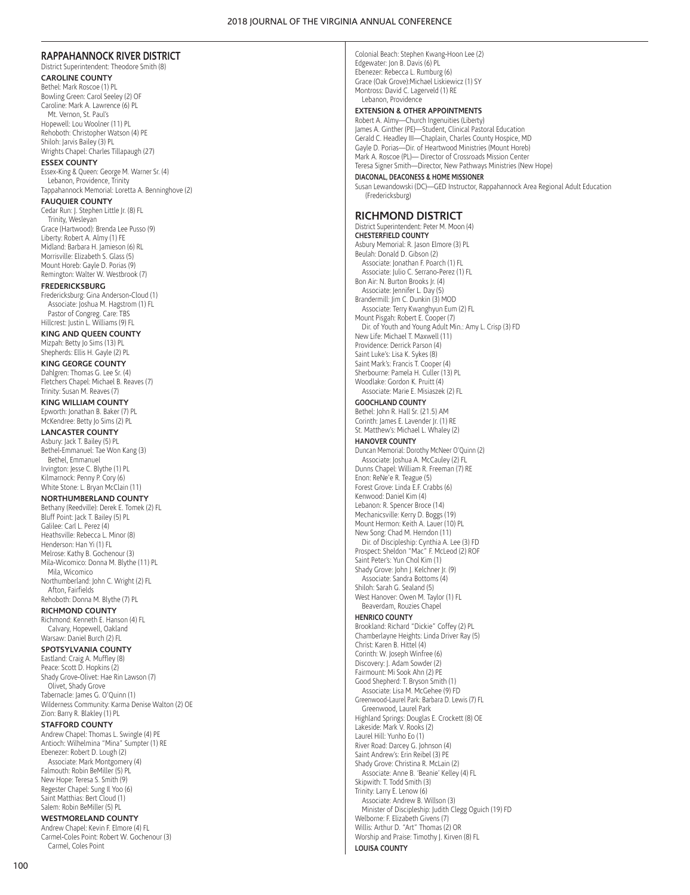## RAPPAHANNOCK RIVER DISTRICT

District Superintendent: Theodore Smith (8)

### CAROLINE COUNTY

Bethel: Mark Roscoe (1) PL
Bowling Green: Carol Seeley (2) OF
Caroline: Mark A. Lawrence (6) PL
  Mt. Vernon, St. Paul's
Hopewell: Lou Woolner (11) PL
Rehoboth: Christopher Watson (4) PE
Shiloh: Jarvis Bailey (3) PL
Wrights Chapel: Charles Tillapaugh (27)

### ESSEX COUNTY

Essex-King & Queen: George M. Warner Sr. (4)
  Lebanon, Providence, Trinity
Tappahannock Memorial: Loretta A. Benninghove (2)

### FAUQUIER COUNTY

Cedar Run: J. Stephen Little Jr. (8) FL
  Trinity, Wesleyan
Grace (Hartwood): Brenda Lee Pusso (9)
Liberty: Robert A. Almy (1) FE
Midland: Barbara H. Jamieson (6) RL
Morrisville: Elizabeth S. Glass (5)
Mount Horeb: Gayle D. Porias (9)
Remington: Walter W. Westbrook (7)

### FREDERICKSBURG

Fredericksburg: Gina Anderson-Cloud (1)
  Associate: Joshua M. Hagstrom (1) FL
  Pastor of Congreg. Care: TBS
Hillcrest: Justin L. Williams (9) FL

### KING AND QUEEN COUNTY

Mizpah: Betty Jo Sims (13) PL
Shepherds: Ellis H. Gayle (2) PL

### KING GEORGE COUNTY

Dahlgren: Thomas G. Lee Sr. (4)
Fletchers Chapel: Michael B. Reaves (7)
Trinity: Susan M. Reaves (7)

### KING WILLIAM COUNTY

Epworth: Jonathan B. Baker (7) PL
McKendree: Betty Jo Sims (2) PL

### LANCASTER COUNTY

Asbury: Jack T. Bailey (5) PL
Bethel-Emmanuel: Tae Won Kang (3)
  Bethel, Emmanuel
Irvington: Jesse C. Blythe (1) PL
Kilmarnock: Penny P. Cory (6)
White Stone: L. Bryan McClain (11)

### NORTHUMBERLAND COUNTY

Bethany (Reedville): Derek E. Tomek (2) FL
Bluff Point: Jack T. Bailey (5) PL
Galilee: Carl L. Perez (4)
Heathsville: Rebecca L. Minor (8)
Henderson: Han Yi (1) FL
Melrose: Kathy B. Gochenour (3)
Mila-Wicomico: Donna M. Blythe (11) PL
  Mila, Wicomico
Northumberland: John C. Wright (2) FL
  Afton, Fairfields
Rehoboth: Donna M. Blythe (7) PL

### RICHMOND COUNTY

Richmond: Kenneth E. Hanson (4) FL
  Calvary, Hopewell, Oakland
Warsaw: Daniel Burch (2) FL

### SPOTSYLVANIA COUNTY

Eastland: Craig A. Muffley (8)
Peace: Scott D. Hopkins (2)
Shady Grove-Olivet: Hae Rin Lawson (7)
  Olivet, Shady Grove
Tabernacle: James G. O'Quinn (1)
Wilderness Community: Karma Denise Walton (2) OE
Zion: Barry R. Blakley (1) PL

### STAFFORD COUNTY

Andrew Chapel: Thomas L. Swingle (4) PE
Antioch: Wilhelmina "Mina" Sumpter (1) RE
Ebenezer: Robert D. Lough (2)
  Associate: Mark Montgomery (4)
Falmouth: Robin BeMiller (5) PL
New Hope: Teresa S. Smith (9)
Regester Chapel: Sung Il Yoo (6)
Saint Matthias: Bert Cloud (1)
Salem: Robin BeMiller (5) PL

### WESTMORELAND COUNTY

Andrew Chapel: Kevin F. Elmore (4) FL
Carmel-Coles Point: Robert W. Gochenour (3)
  Carmel, Coles Point
Colonial Beach: Stephen Kwang-Hoon Lee (2)
Edgewater: Jon B. Davis (6) PL
Ebenezer: Rebecca L. Rumburg (6)
Grace (Oak Grove):Michael Liskiewicz (1) SY
Montross: David C. Lagerveld (1) RE
  Lebanon, Providence

### EXTENSION & OTHER APPOINTMENTS

Robert A. Almy—Church Ingenuities (Liberty)
James A. Ginther (PE)—Student, Clinical Pastoral Education
Gerald C. Headley III—Chaplain, Charles County Hospice, MD
Gayle D. Porias—Dir. of Heartwood Ministries (Mount Horeb)
Mark A. Roscoe (PL)— Director of Crossroads Mission Center
Teresa Signer Smith—Director, New Pathways Ministries (New Hope)

### DIACONAL, DEACONESS & HOME MISSIONER

Susan Lewandowski (DC)—GED Instructor, Rappahannock Area Regional Adult Education (Fredericksburg)

## RICHMOND DISTRICT

District Superintendent: Peter M. Moon (4)

### CHESTERFIELD COUNTY

Asbury Memorial: R. Jason Elmore (3) PL
Beulah: Donald D. Gibson (2)
  Associate: Jonathan F. Poarch (1) FL
  Associate: Julio C. Serrano-Perez (1) FL
Bon Air: N. Burton Brooks Jr. (4)
  Associate: Jennifer L. Day (5)
Brandermill: Jim C. Dunkin (3) MOD
  Associate: Terry Kwanghyun Eum (2) FL
Mount Pisgah: Robert E. Cooper (7)
  Dir. of Youth and Young Adult Min.: Amy L. Crisp (3) FD
New Life: Michael T. Maxwell (11)
Providence: Derrick Parson (4)
Saint Luke's: Lisa K. Sykes (8)
Saint Mark's: Francis T. Cooper (4)
Sherbourne: Pamela H. Culler (13) PL
Woodlake: Gordon K. Pruitt (4)
  Associate: Marie E. Misiaszek (2) FL

### GOOCHLAND COUNTY

Bethel: John R. Hall Sr. (21.5) AM
Corinth: James E. Lavender Jr. (1) RE
St. Matthew's: Michael L. Whaley (2)

### HANOVER COUNTY

Duncan Memorial: Dorothy McNeer O'Quinn (2)
  Associate: Joshua A. McCauley (2) FL
Dunns Chapel: William R. Freeman (7) RE
Enon: ReNe'e R. Teague (5)
Forest Grove: Linda E.F. Crabbs (6)
Kenwood: Daniel Kim (4)
Lebanon: R. Spencer Broce (14)
Mechanicsville: Kerry D. Boggs (19)
Mount Hermon: Keith A. Lauer (10) PL
New Song: Chad M. Herndon (11)
  Dir. of Discipleship: Cynthia A. Lee (3) FD
Prospect: Sheldon "Mac" F. McLeod (2) ROF
Saint Peter's: Yun Chol Kim (1)
Shady Grove: John J. Kelchner Jr. (9)
  Associate: Sandra Bottoms (4)
Shiloh: Sarah G. Sealand (5)
West Hanover: Owen M. Taylor (1) FL
  Beaverdam, Rouzies Chapel

### HENRICO COUNTY

Brookland: Richard "Dickie" Coffey (2) PL
Chamberlayne Heights: Linda Driver Ray (5)
Christ: Karen B. Hittel (4)
Corinth: W. Joseph Winfree (6)
Discovery: J. Adam Sowder (2)
Fairmount: Mi Sook Ahn (2) PE
Good Shepherd: T. Bryson Smith (1)
  Associate: Lisa M. McGehee (9) FD
Greenwood-Laurel Park: Barbara D. Lewis (7) FL
  Greenwood, Laurel Park
Highland Springs: Douglas E. Crockett (8) OE
Lakeside: Mark V. Rooks (2)
Laurel Hill: Yunho Eo (1)
River Road: Darcey G. Johnson (4)
Saint Andrew's: Erin Reibel (3) PE
Shady Grove: Christina R. McLain (2)
  Associate: Anne B. 'Beanie' Kelley (4) FL
Skipwith: T. Todd Smith (3)
Trinity: Larry E. Lenow (6)
  Associate: Andrew B. Willson (3)
  Minister of Discipleship: Judith Clegg Oguich (19) FD
Welborne: F. Elizabeth Givens (7)
Willis: Arthur D. "Art" Thomas (2) OR
Worship and Praise: Timothy J. Kirven (8) FL

### LOUISA COUNTY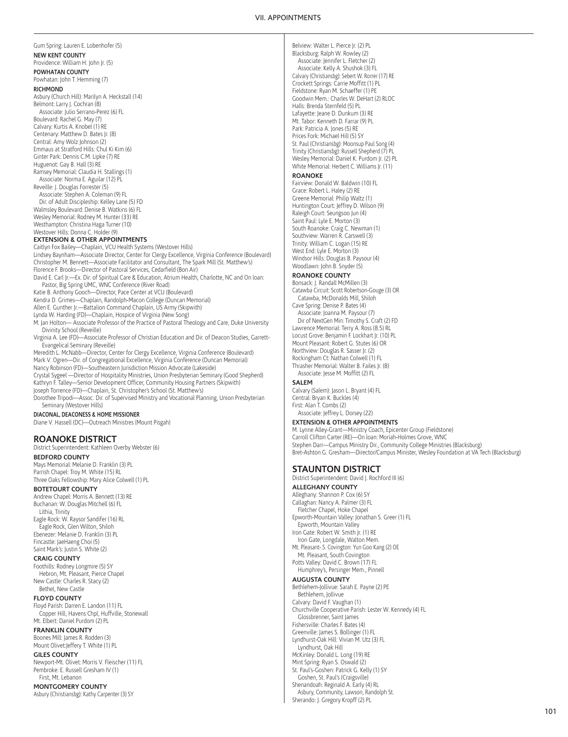Gum Spring: Lauren E. Lobenhofer (5)

**NEW KENT COUNTY**

Providence: William H. John Jr. (5)

**POWHATAN COUNTY**

Powhatan: John T. Hemming (7)

**RICHMOND**

Asbury (Church Hill): Marilyn A. Heckstall (14)
Belmont: Larry J. Cochran (8)
  Associate: Julio Serrano-Perez (6) FL
Boulevard: Rachel G. May (7)
Calvary: Kurtis A. Knobel (1) RE
Centenary: Matthew D. Bates Jr. (8)
Central: Amy Wolz Johnson (2)
Emmaus at Stratford Hills: Chul Ki Kim (6)
Ginter Park: Dennis C.M. Lipke (7) RE
Huguenot: Gay B. Hall (3) RE
Ramsey Memorial: Claudia H. Stallings (1)
  Associate: Norma E. Aguilar (12) PL
Reveille: J. Douglas Forrester (5)
  Associate: Stephen A. Coleman (9) FL
  Dir. of Adult Discipleship: Kelley Lane (5) FD
Walmsley Boulevard: Denise B. Watkins (6) FL
Wesley Memorial: Rodney M. Hunter (33) RE
Westhampton: Christina Haga Turner (10)
Westover Hills: Donna C. Holder (9)

**EXTENSION & OTHER APPOINTMENTS**

Caitlyn Fox Bailey—Chaplain, VCU Health Systems (Westover Hills)
Lindsey Baynham—Associate Director, Center for Clergy Excellence, Virginia Conference (Boulevard)
Christopher M. Bennett—Associate Facilitator and Consultant, The Spark Mill (St. Matthew's)
Florence F. Brooks—Director of Pastoral Services, Cedarfield (Bon Air)
David E. Carl Jr.—Ex. Dir. of Spiritual Care & Education, Atrium Health, Charlotte, NC and On loan: Pastor, Big Spring UMC, WNC Conference (River Road)
Katie B. Anthony Gooch—Director, Pace Center at VCU (Boulevard)
Kendra D. Grimes—Chaplain, Randolph-Macon College (Duncan Memorial)
Allen E. Gunther Jr.—Battalion Command Chaplain, US Army (Skipwith)
Lynda W. Harding (FD)—Chaplain, Hospice of Virginia (New Song)
M. Jan Holton— Associate Professor of the Practice of Pastoral Theology and Care, Duke University Divinity School (Reveille)
Virginia A. Lee (FD)—Associate Professor of Christian Education and Dir. of Deacon Studies, Garrett-Evangelical Seminary (Reveille)
Meredith L. McNabb—Director, Center for Clergy Excellence, Virginia Conference (Boulevard)
Mark V. Ogren—Dir. of Congregational Excellence, Virginia Conference (Duncan Memorial)
Nancy Robinson (FD)—Southeastern Jurisdiction Mission Advocate (Lakeside)
Crystal Sygeel —Director of Hospitality Ministries, Union Presbyterian Seminary (Good Shepherd)
Kathryn F. Talley—Senior Development Officer, Community Housing Partners (Skipwith)
Joseph Torrence (FD)—Chaplain, St. Christopher's School (St. Matthew's)
Dorothee Tripodi—Assoc. Dir. of Supervised Ministry and Vocational Planning, Union Presbyterian Seminary (Westover Hills)

**DIACONAL, DEACONESS & HOME MISSIONER**

Diane V. Hassell (DC)—Outreach Ministres (Mount Pisgah)

## ROANOKE DISTRICT

District Superintendent: Kathleen Overby Webster (6)

**BEDFORD COUNTY**

Mays Memorial: Melanie D. Franklin (3) PL
Parrish Chapel: Troy M. White (15) RL
Three Oaks Fellowship: Mary Alice Colwell (1) PL

**BOTETOURT COUNTY**

Andrew Chapel: Morris A. Bennett (13) RE
Buchanan: W. Douglas Mitchell (6) FL
  Lithia, Trinity
Eagle Rock: W. Raysor Sandifer (16) RL
  Eagle Rock, Glen Wilton, Shiloh
Ebenezer: Melanie D. Franklin (3) PL
Fincastle: JaeHaeng Choi (5)
Saint Mark's: Justin S. White (2)

**CRAIG COUNTY**

Foothills: Rodney Longmire (5) SY
  Hebron, Mt. Pleasant, Pierce Chapel
New Castle: Charles R. Stacy (2)
  Bethel, New Castle

**FLOYD COUNTY**

Floyd Parish: Darren E. Landon (11) FL
  Copper Hill, Havens Chpl, Huffville, Stonewall
Mt. Elbert: Daniel Purdom (2) PL

**FRANKLIN COUNTY**

Boones Mill: James R. Rodden (3)
Mount Olivet:Jeffery T. White (1) PL

**GILES COUNTY**

Newport-Mt. Olivet: Morris V. Fleischer (11) FL
Pembroke: E. Russell Gresham IV (1)
  First, Mt. Lebanon

**MONTGOMERY COUNTY**

Asbury (Christiansbg): Kathy Carpenter (3) SY
Belview: Walter L. Pierce Jr. (2) PL
Blacksburg: Ralph W. Rowley (2)
  Associate: Jennifer L. Fletcher (2)
  Associate: Kelly A. Shushok (3) FL
Calvary (Christiansbg): Sebert W. Rorrer (17) RE
Crockett Springs: Carrie Moffitt (1) PL
Fieldstone: Ryan M. Schaeffer (1) PE
Goodwin Mem.: Charles W. DeHart (2) RLOC
Halls: Brenda Sternfeld (5) PL
Lafayette: Jeane D. Dunkum (3) RE
Mt. Tabor: Kenneth D. Farrar (9) PL
Park: Patricia A. Jones (5) RE
Prices Fork: Michael Hill (5) SY
St. Paul (Christiansbg): Moonsup Paul Song (4)
Trinity (Christiansbg): Russell Shepherd (7) PL
Wesley Memorial: Daniel K. Purdom Jr. (2) PL
White Memorial: Herbert C. Williams Jr. (11)

**ROANOKE**

Fairview: Donald W. Baldwin (10) FL
Grace: Robert L. Haley (2) RE
Greene Memorial: Philip Waltz (1)
Huntington Court: Jeffrey D. Wilson (9)
Raleigh Court: Seungsoo Jun (4)
Saint Paul: Lyle E. Morton (3)
South Roanoke: Craig C. Newman (1)
Southview: Warren R. Carswell (3)
Trinity: William C. Logan (15) RE
West End: Lyle E. Morton (3)
Windsor Hills: Douglas B. Paysour (4)
Woodlawn: John B. Snyder (5)

**ROANOKE COUNTY**

Bonsack: J. Randall McMillen (3)
Catawba Circuit: Scott Robertson-Gouge (3) OR
  Catawba, McDonalds Mill, Shiloh
Cave Spring: Denise P. Bates (4)
  Associate: Joanna M. Paysour (7)
  Dir of NextGen Min: Timothy S. Craft (2) FD
Lawrence Memorial: Terry A. Ross (8.5) RL
Locust Grove: Benjamin F. Lockhart Jr. (10) PL
Mount Pleasant: Robert G. Stutes (6) OR
Northview: Douglas R. Sasser Jr. (2)
Rockingham Ct: Nathan Colwell (1) FL
Thrasher Memorial: Walter B. Failes Jr. (8)
  Associate: Jesse M. Moffitt (2) FL

**SALEM**

Calvary (Salem): Jason L. Bryant (4) FL
Central: Bryan K. Buckles (4)
First: Alan T. Combs (2)
  Associate: Jeffrey L. Dorsey (22)

**EXTENSION & OTHER APPOINTMENTS**

M. Lynne Alley-Grant—Ministry Coach, Epicenter Group (Fieldstone)
Carroll Clifton Carter (RE)—On loan: Moriah-Holmes Grove, WNC
Stephen Darr—Campus Ministry Dir., Community College Ministries (Blacksburg)
Bret-Ashton G. Gresham—Director/Campus Minister, Wesley Foundation at VA Tech (Blacksburg)

## STAUNTON DISTRICT

District Superintendent: David J. Rochford III (6)

**ALLEGHANY COUNTY**

Alleghany: Shannon P. Cox (6) SY
Callaghan: Nancy A. Palmer (3) FL
  Fletcher Chapel, Hoke Chapel
Epworth-Mountain Valley: Jonathan S. Greer (1) FL
  Epworth, Mountain Valley
Iron Gate: Robert W. Smith Jr. (1) RE
  Iron Gate, Longdale, Walton Mem.
Mt. Pleasant-.S. Covington: Yun Goo Kang (2) OE
  Mt. Pleasant, South Covington
Potts Valley: David C. Brown (17) FL
  Humphrey's, Persinger Mem., Pinnell

**AUGUSTA COUNTY**

Bethlehem-Jollivue: Sarah E. Payne (2) PE
  Bethlehem, Jollivue
Calvary: David F. Vaughan (1)
Churchville Cooperative Parish: Lester W. Kennedy (4) FL
  Glossbrenner, Saint James
Fishersville: Charles F. Bates (4)
Greenville: James S. Bollinger (1) FL
Lyndhurst-Oak Hill: Vivian M. Utz (3) FL
  Lyndhurst, Oak Hill
McKinley: Donald L. Long (19) RE
Mint Spring: Ryan S. Oswald (2)
St. Paul's-Goshen: Patrick G. Kelly (1) SY
  Goshen, St. Paul's (Craigsville)
Shenandoah: Reginald A. Early (4) RL
  Asbury, Community, Lawson, Randolph St.
Sherando: J. Gregory Kropff (2) PL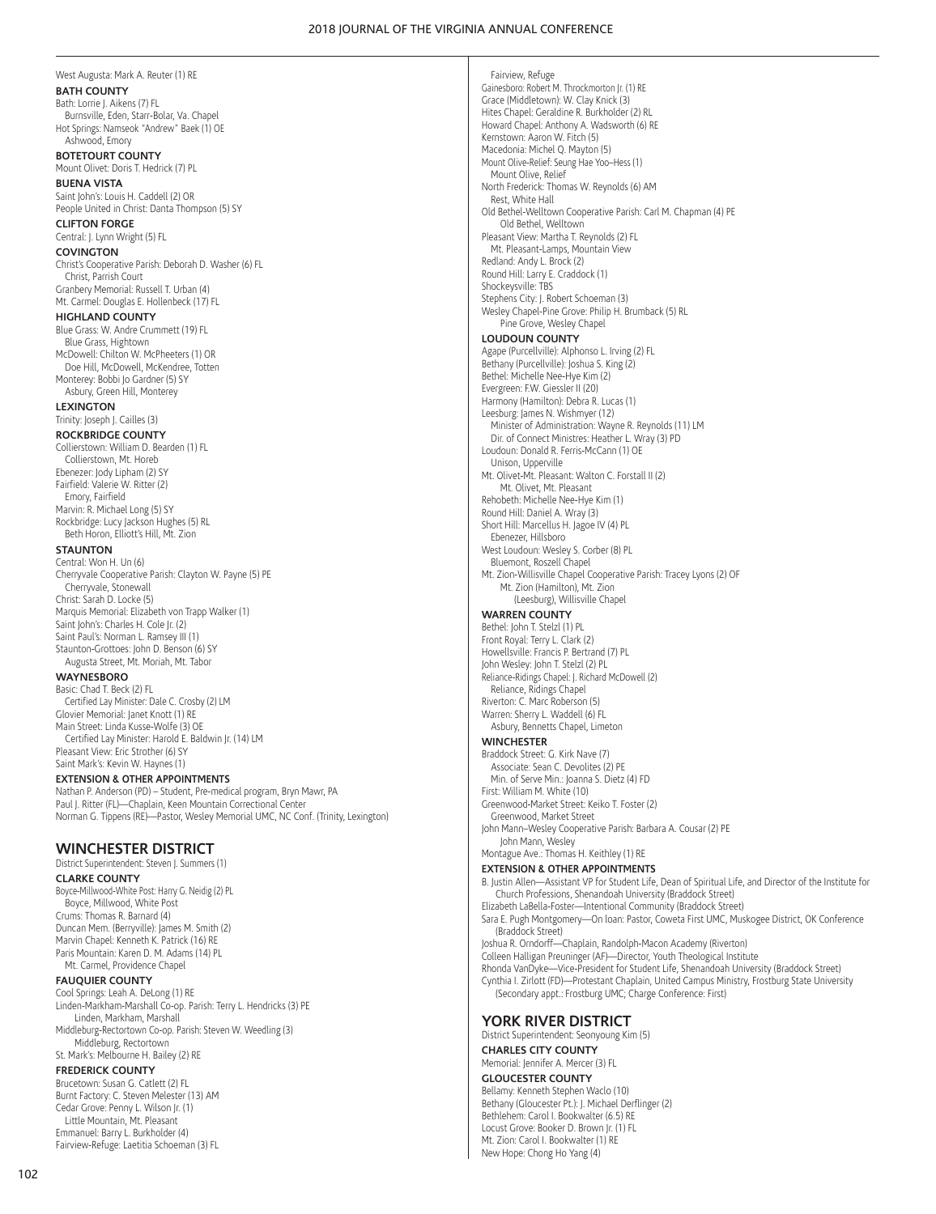West Augusta: Mark A. Reuter (1) RE

**BATH COUNTY**

Bath: Lorrie J. Aikens (7) FL
  Burnsville, Eden, Starr-Bolar, Va. Chapel
Hot Springs: Namseok "Andrew" Baek (1) OE
  Ashwood, Emory

**BOTETOURT COUNTY**

Mount Olivet: Doris T. Hedrick (7) PL

**BUENA VISTA**

Saint John's: Louis H. Caddell (2) OR
People United in Christ: Danta Thompson (5) SY

**CLIFTON FORGE**

Central: J. Lynn Wright (5) FL

**COVINGTON**

Christ's Cooperative Parish: Deborah D. Washer (6) FL
  Christ, Parrish Court
Granbery Memorial: Russell T. Urban (4)
Mt. Carmel: Douglas E. Hollenbeck (17) FL

**HIGHLAND COUNTY**

Blue Grass: W. Andre Crummett (19) FL
  Blue Grass, Hightown
McDowell: Chilton W. McPheeters (1) OR
  Doe Hill, McDowell, McKendree, Totten
Monterey: Bobbi Jo Gardner (5) SY
  Asbury, Green Hill, Monterey

**LEXINGTON**

Trinity: Joseph J. Cailles (3)

**ROCKBRIDGE COUNTY**

Collierstown: William D. Bearden (1) FL
  Collierstown, Mt. Horeb
Ebenezer: Jody Lipham (2) SY
Fairfield: Valerie W. Ritter (2)
  Emory, Fairfield
Marvin: R. Michael Long (5) SY
Rockbridge: Lucy Jackson Hughes (5) RL
  Beth Horon, Elliott's Hill, Mt. Zion

**STAUNTON**

Central: Won H. Un (6)
Cherryvale Cooperative Parish: Clayton W. Payne (5) PE
  Cherryvale, Stonewall
Christ: Sarah D. Locke (5)
Marquis Memorial: Elizabeth von Trapp Walker (1)
Saint John's: Charles H. Cole Jr. (2)
Saint Paul's: Norman L. Ramsey III (1)
Staunton-Grottoes: John D. Benson (6) SY
  Augusta Street, Mt. Moriah, Mt. Tabor

**WAYNESBORO**

Basic: Chad T. Beck (2) FL
  Certified Lay Minister: Dale C. Crosby (2) LM
Glovier Memorial: Janet Knott (1) RE
Main Street: Linda Kusse-Wolfe (3) OE
  Certified Lay Minister: Harold E. Baldwin Jr. (14) LM
Pleasant View: Eric Strother (6) SY
Saint Mark's: Kevin W. Haynes (1)

**EXTENSION & OTHER APPOINTMENTS**

Nathan P. Anderson (PD) – Student, Pre-medical program, Bryn Mawr, PA
Paul J. Ritter (FL)—Chaplain, Keen Mountain Correctional Center
Norman G. Tippens (RE)—Pastor, Wesley Memorial UMC, NC Conf. (Trinity, Lexington)

## WINCHESTER DISTRICT

District Superintendent: Steven J. Summers (1)

**CLARKE COUNTY**

Boyce-Millwood-White Post: Harry G. Neidig (2) PL
  Boyce, Millwood, White Post
Crums: Thomas R. Barnard (4)
Duncan Mem. (Berryville): James M. Smith (2)
Marvin Chapel: Kenneth K. Patrick (16) RE
Paris Mountain: Karen D. M. Adams (14) PL
  Mt. Carmel, Providence Chapel

**FAUQUIER COUNTY**

Cool Springs: Leah A. DeLong (1) RE
Linden-Markham-Marshall Co-op. Parish: Terry L. Hendricks (3) PE
  Linden, Markham, Marshall
Middleburg-Rectortown Co-op. Parish: Steven W. Weedling (3)
  Middleburg, Rectortown
St. Mark's: Melbourne H. Bailey (2) RE

**FREDERICK COUNTY**

Brucetown: Susan G. Catlett (2) FL
Burnt Factory: C. Steven Melester (13) AM
Cedar Grove: Penny L. Wilson Jr. (1)
  Little Mountain, Mt. Pleasant
Emmanuel: Barry L. Burkholder (4)
Fairview-Refuge: Laetitia Schoeman (3) FL
  Fairview, Refuge
Gainesboro: Robert M. Throckmorton Jr. (1) RE
Grace (Middletown): W. Clay Knick (3)
Hites Chapel: Geraldine R. Burkholder (2) RL
Howard Chapel: Anthony A. Wadsworth (6) RE
Kernstown: Aaron W. Fitch (5)
Macedonia: Michel Q. Mayton (5)
Mount Olive-Relief: Seung Hae Yoo–Hess (1)
  Mount Olive, Relief
North Frederick: Thomas W. Reynolds (6) AM
  Rest, White Hall
Old Bethel-Welltown Cooperative Parish: Carl M. Chapman (4) PE
  Old Bethel, Welltown
Pleasant View: Martha T. Reynolds (2) FL
  Mt. Pleasant-Lamps, Mountain View
Redland: Andy L. Brock (2)
Round Hill: Larry E. Craddock (1)
Shockeysville: TBS
Stephens City: J. Robert Schoeman (3)
Wesley Chapel-Pine Grove: Philip H. Brumback (5) RL
  Pine Grove, Wesley Chapel

**LOUDOUN COUNTY**

Agape (Purcellville): Alphonso L. Irving (2) FL
Bethany (Purcellville): Joshua S. King (2)
Bethel: Michelle Nee-Hye Kim (2)
Evergreen: F.W. Giessler II (20)
Harmony (Hamilton): Debra R. Lucas (1)
Leesburg: James N. Wishmyer (12)
  Minister of Administration: Wayne R. Reynolds (11) LM
  Dir. of Connect Ministres: Heather L. Wray (3) PD
Loudoun: Donald R. Ferris-McCann (1) OE
  Unison, Upperville
Mt. Olivet-Mt. Pleasant: Walton C. Forstall II (2)
  Mt. Olivet, Mt. Pleasant
Rehobeth: Michelle Nee-Hye Kim (1)
Round Hill: Daniel A. Wray (3)
Short Hill: Marcellus H. Jagoe IV (4) PL
  Ebenezer, Hillsboro
West Loudoun: Wesley S. Corber (8) PL
  Bluemont, Roszell Chapel
Mt. Zion-Willisville Chapel Cooperative Parish: Tracey Lyons (2) OF
  Mt. Zion (Hamilton), Mt. Zion (Leesburg), Willisville Chapel

**WARREN COUNTY**

Bethel: John T. Stelzl (1) PL
Front Royal: Terry L. Clark (2)
Howellsville: Francis P. Bertrand (7) PL
John Wesley: John T. Stelzl (2) PL
Reliance-Ridings Chapel: J. Richard McDowell (2)
  Reliance, Ridings Chapel
Riverton: C. Marc Roberson (5)
Warren: Sherry L. Waddell (6) FL
  Asbury, Bennetts Chapel, Limeton

**WINCHESTER**

Braddock Street: G. Kirk Nave (7)
  Associate: Sean C. Devolites (2) PE
  Min. of Serve Min.: Joanna S. Dietz (4) FD
First: William M. White (10)
Greenwood-Market Street: Keiko T. Foster (2)
  Greenwood, Market Street
John Mann–Wesley Cooperative Parish: Barbara A. Cousar (2) PE
  John Mann, Wesley
Montague Ave.: Thomas H. Keithley (1) RE

**EXTENSION & OTHER APPOINTMENTS**

B. Justin Allen—Assistant VP for Student Life, Dean of Spiritual Life, and Director of the Institute for Church Professions, Shenandoah University (Braddock Street)
Elizabeth LaBella-Foster—Intentional Community (Braddock Street)
Sara E. Pugh Montgomery—On loan: Pastor, Coweta First UMC, Muskogee District, OK Conference (Braddock Street)
Joshua R. Orndorff—Chaplain, Randolph-Macon Academy (Riverton)
Colleen Halligan Preuninger (AF)—Director, Youth Theological Institute
Rhonda VanDyke—Vice-President for Student Life, Shenandoah University (Braddock Street)
Cynthia I. Zirlott (FD)—Protestant Chaplain, United Campus Ministry, Frostburg State University (Secondary appt.: Frostburg UMC; Charge Conference: First)

## YORK RIVER DISTRICT

District Superintendent: Seonyoung Kim (5)

**CHARLES CITY COUNTY**

Memorial: Jennifer A. Mercer (3) FL

**GLOUCESTER COUNTY**

Bellamy: Kenneth Stephen Waclo (10)
Bethany (Gloucester Pt.): J. Michael Derflinger (2)
Bethlehem: Carol I. Bookwalter (6.5) RE
Locust Grove: Booker D. Brown Jr. (1) FL
Mt. Zion: Carol I. Bookwalter (1) RE
New Hope: Chong Ho Yang (4)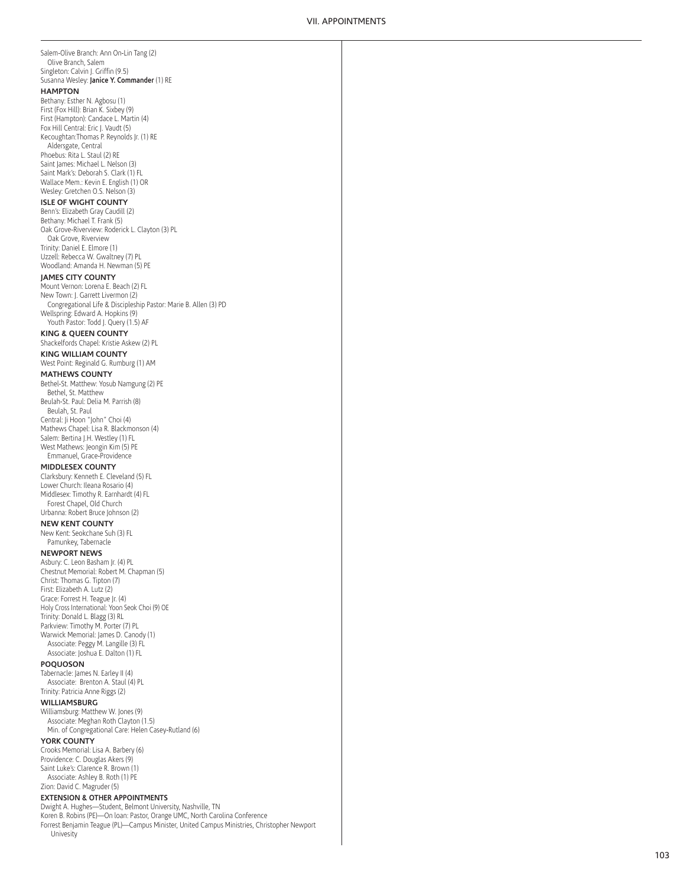Salem-Olive Branch: Ann On-Lin Tang (2)
  Olive Branch, Salem
Singleton: Calvin J. Griffin (9.5)
Susanna Wesley: **Janice Y. Commander** (1) RE

**HAMPTON**

Bethany: Esther N. Agbosu (1)
First (Fox Hill): Brian K. Sixbey (9)
First (Hampton): Candace L. Martin (4)
Fox Hill Central: Eric J. Vaudt (5)
Kecoughtan:Thomas P. Reynolds Jr. (1) RE
  Aldersgate, Central
Phoebus: Rita L. Staul (2) RE
Saint James: Michael L. Nelson (3)
Saint Mark's: Deborah S. Clark (1) FL
Wallace Mem.: Kevin E. English (1) OR
Wesley: Gretchen O.S. Nelson (3)

**ISLE OF WIGHT COUNTY**

Benn's: Elizabeth Gray Caudill (2)
Bethany: Michael T. Frank (5)
Oak Grove-Riverview: Roderick L. Clayton (3) PL
  Oak Grove, Riverview
Trinity: Daniel E. Elmore (1)
Uzzell: Rebecca W. Gwaltney (7) PL
Woodland: Amanda H. Newman (5) PE

**JAMES CITY COUNTY**

Mount Vernon: Lorena E. Beach (2) FL
New Town: J. Garrett Livermon (2)
  Congregational Life & Discipleship Pastor: Marie B. Allen (3) PD
Wellspring: Edward A. Hopkins (9)
  Youth Pastor: Todd J. Query (1.5) AF

**KING & QUEEN COUNTY**

Shackelfords Chapel: Kristie Askew (2) PL

**KING WILLIAM COUNTY**

West Point: Reginald G. Rumburg (1) AM

**MATHEWS COUNTY**

Bethel-St. Matthew: Yosub Namgung (2) PE
  Bethel, St. Matthew
Beulah-St. Paul: Delia M. Parrish (8)
  Beulah, St. Paul
Central: Ji Hoon "John" Choi (4)
Mathews Chapel: Lisa R. Blackmonson (4)
Salem: Bertina J.H. Westley (1) FL
West Mathews: Jeongin Kim (5) PE
  Emmanuel, Grace-Providence

**MIDDLESEX COUNTY**

Clarksbury: Kenneth E. Cleveland (5) FL
Lower Church: Ileana Rosario (4)
Middlesex: Timothy R. Earnhardt (4) FL
  Forest Chapel, Old Church
Urbanna: Robert Bruce Johnson (2)

**NEW KENT COUNTY**

New Kent: Seokchane Suh (3) FL
  Pamunkey, Tabernacle

**NEWPORT NEWS**

Asbury: C. Leon Basham Jr. (4) PL
Chestnut Memorial: Robert M. Chapman (5)
Christ: Thomas G. Tipton (7)
First: Elizabeth A. Lutz (2)
Grace: Forrest H. Teague Jr. (4)
Holy Cross International: Yoon Seok Choi (9) OE
Trinity: Donald L. Blagg (3) RL
Parkview: Timothy M. Porter (7) PL
Warwick Memorial: James D. Canody (1)
  Associate: Peggy M. Langille (3) FL
  Associate: Joshua E. Dalton (1) FL

**POQUOSON**

Tabernacle: James N. Earley II (4)
  Associate: Brenton A. Staul (4) PL
Trinity: Patricia Anne Riggs (2)

**WILLIAMSBURG**

Williamsburg: Matthew W. Jones (9)
  Associate: Meghan Roth Clayton (1.5)
  Min. of Congregational Care: Helen Casey-Rutland (6)

**YORK COUNTY**

Crooks Memorial: Lisa A. Barbery (6)
Providence: C. Douglas Akers (9)
Saint Luke's: Clarence R. Brown (1)
  Associate: Ashley B. Roth (1) PE
Zion: David C. Magruder (5)

**EXTENSION & OTHER APPOINTMENTS**

Dwight A. Hughes—Student, Belmont University, Nashville, TN
Koren B. Robins (PE)—On loan: Pastor, Orange UMC, North Carolina Conference
Forrest Benjamin Teague (PL)—Campus Minister, United Campus Ministries, Christopher Newport Univesity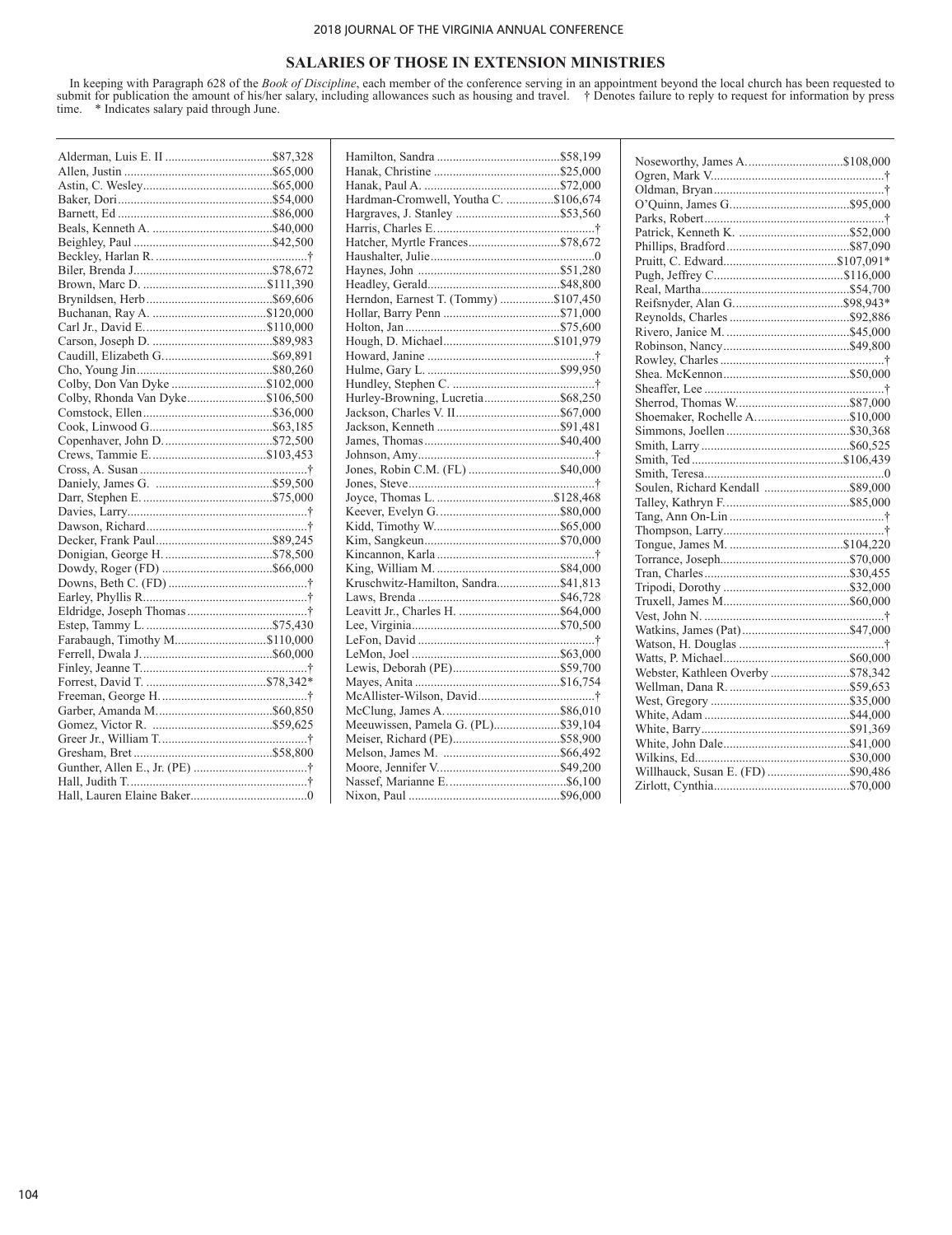## SALARIES OF THOSE IN EXTENSION MINISTRIES

In keeping with Paragraph 628 of the *Book of Discipline*, each member of the conference serving in an appointment beyond the local church has been requested to submit for publication the amount of his/her salary, including allowances such as housing and travel. † Denotes failure to reply to request for information by press time. * Indicates salary paid through June.

| | |
|---|---|
| Alderman, Luis E. II | $87,328 |
| Allen, Justin | $65,000 |
| Astin, C. Wesley | $65,000 |
| Baker, Dori | $54,000 |
| Barnett, Ed | $86,000 |
| Beals, Kenneth A. | $40,000 |
| Beighley, Paul | $42,500 |
| Beckley, Harlan R. | † |
| Biler, Brenda J. | $78,672 |
| Brown, Marc D. | $111,390 |
| Brynildsen, Herb | $69,606 |
| Buchanan, Ray A. | $120,000 |
| Carl Jr., David E. | $110,000 |
| Carson, Joseph D. | $89,983 |
| Caudill, Elizabeth G. | $69,891 |
| Cho, Young Jin | $80,260 |
| Colby, Don Van Dyke | $102,000 |
| Colby, Rhonda Van Dyke | $106,500 |
| Comstock, Ellen | $36,000 |
| Cook, Linwood G. | $63,185 |
| Copenhaver, John D. | $72,500 |
| Crews, Tammie E. | $103,453 |
| Cross, A. Susan | † |
| Daniely, James G. | $59,500 |
| Darr, Stephen E. | $75,000 |
| Davies, Larry | † |
| Dawson, Richard | † |
| Decker, Frank Paul | $89,245 |
| Donigian, George H. | $78,500 |
| Dowdy, Roger (FD) | $66,000 |
| Downs, Beth C. (FD) | † |
| Earley, Phyllis R. | † |
| Eldridge, Joseph Thomas | † |
| Estep, Tammy L. | $75,430 |
| Farabaugh, Timothy M. | $110,000 |
| Ferrell, Dwala J. | $60,000 |
| Finley, Jeanne T. | † |
| Forrest, David T. | $78,342* |
| Freeman, George H. | † |
| Garber, Amanda M. | $60,850 |
| Gomez, Victor R. | $59,625 |
| Greer Jr., William T. | † |
| Gresham, Bret | $58,800 |
| Gunther, Allen E., Jr. (PE) | † |
| Hall, Judith T. | † |
| Hall, Lauren Elaine Baker | 0 |
| Hamilton, Sandra | $58,199 |
| Hanak, Christine | $25,000 |
| Hanak, Paul A. | $72,000 |
| Hardman-Cromwell, Youtha C. | $106,674 |
| Hargraves, J. Stanley | $53,560 |
| Harris, Charles E. | † |
| Hatcher, Myrtle Frances | $78,672 |
| Haushalter, Julie | 0 |
| Haynes, John | $51,280 |
| Headley, Gerald | $48,800 |
| Herndon, Earnest T. (Tommy) | $107,450 |
| Hollar, Barry Penn | $71,000 |
| Holton, Jan | $75,600 |
| Hough, D. Michael | $101,979 |
| Howard, Janine | † |
| Hulme, Gary L. | $99,950 |
| Hundley, Stephen C. | † |
| Hurley-Browning, Lucretia | $68,250 |
| Jackson, Charles V. II | $67,000 |
| Jackson, Kenneth | $91,481 |
| James, Thomas | $40,400 |
| Johnson, Amy | † |
| Jones, Robin C.M. (FL) | $40,000 |
| Jones, Steve | † |
| Joyce, Thomas L. | $128,468 |
| Keever, Evelyn G. | $80,000 |
| Kidd, Timothy W. | $65,000 |
| Kim, Sangkeun | $70,000 |
| Kincannon, Karla | † |
| King, William M. | $84,000 |
| Kruschwitz-Hamilton, Sandra | $41,813 |
| Laws, Brenda | $46,728 |
| Leavitt Jr., Charles H. | $64,000 |
| Lee, Virginia | $70,500 |
| LeFon, David | † |
| LeMon, Joel | $63,000 |
| Lewis, Deborah (PE) | $59,700 |
| Mayes, Anita | $16,754 |
| McAllister-Wilson, David | † |
| McClung, James A. | $86,010 |
| Meeuwissen, Pamela G. (PL) | $39,104 |
| Meiser, Richard (PE) | $58,900 |
| Melson, James M. | $66,492 |
| Moore, Jennifer V. | $49,200 |
| Nassef, Marianne E. | $6,100 |
| Nixon, Paul | $96,000 |
| Noseworthy, James A. | $108,000 |
| Ogren, Mark V. | † |
| Oldman, Bryan | † |
| O'Quinn, James G. | $95,000 |
| Parks, Robert | † |
| Patrick, Kenneth K. | $52,000 |
| Phillips, Bradford | $87,090 |
| Pruitt, C. Edward | $107,091* |
| Pugh, Jeffrey C. | $116,000 |
| Real, Martha | $54,700 |
| Reifsnyder, Alan G. | $98,943* |
| Reynolds, Charles | $92,886 |
| Rivero, Janice M. | $45,000 |
| Robinson, Nancy | $49,800 |
| Rowley, Charles | † |
| Shea. McKennon | $50,000 |
| Sheaffer, Lee | † |
| Sherrod, Thomas W. | $87,000 |
| Shoemaker, Rochelle A. | $10,000 |
| Simmons, Joellen | $30,368 |
| Smith, Larry | $60,525 |
| Smith, Ted | $106,439 |
| Smith, Teresa | 0 |
| Soulen, Richard Kendall | $89,000 |
| Talley, Kathryn F. | $85,000 |
| Tang, Ann On-Lin | † |
| Thompson, Larry | † |
| Tongue, James M. | $104,220 |
| Torrance, Joseph | $70,000 |
| Tran, Charles | $30,455 |
| Tripodi, Dorothy | $32,000 |
| Truxell, James M. | $60,000 |
| Vest, John N. | † |
| Watkins, James (Pat) | $47,000 |
| Watson, H. Douglas | † |
| Watts, P. Michael | $60,000 |
| Webster, Kathleen Overby | $78,342 |
| Wellman, Dana R. | $59,653 |
| West, Gregory | $35,000 |
| White, Adam | $44,000 |
| White, Barry | $91,369 |
| White, John Dale | $41,000 |
| Wilkins, Ed | $30,000 |
| Willhauck, Susan E. (FD) | $90,486 |
| Zirlott, Cynthia | $70,000 |